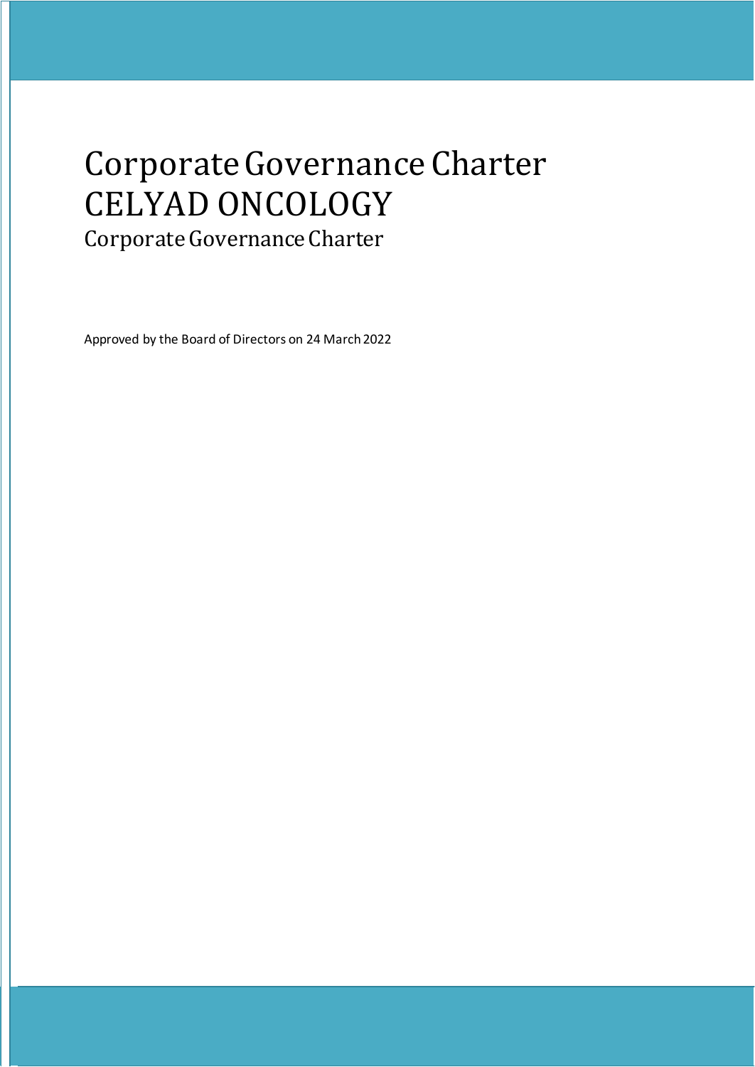# Corporate Governance Charter
# CELYAD ONCOLOGY

## Corporate Governance Charter

Approved by the Board of Directors on 24 March 2022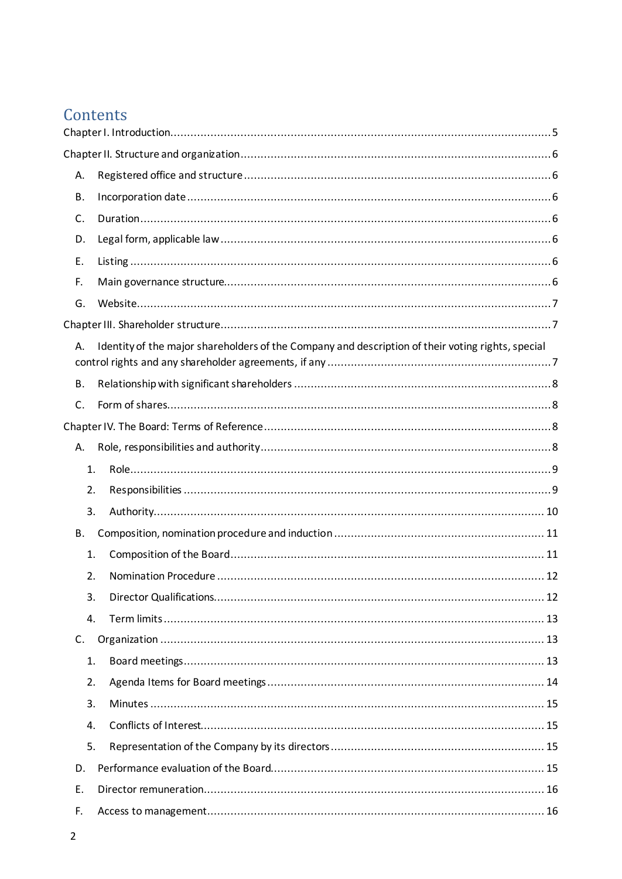# Contents

Chapter I. Introduction ..... 5

Chapter II. Structure and organization ..... 6

- A. Registered office and structure ..... 6
- B. Incorporation date ..... 6
- C. Duration ..... 6
- D. Legal form, applicable law ..... 6
- E. Listing ..... 6
- F. Main governance structure ..... 6
- G. Website ..... 7

Chapter III. Shareholder structure ..... 7

- A. Identity of the major shareholders of the Company and description of their voting rights, special control rights and any shareholder agreements, if any ..... 7
- B. Relationship with significant shareholders ..... 8
- C. Form of shares ..... 8

Chapter IV. The Board: Terms of Reference ..... 8

- A. Role, responsibilities and authority ..... 8
  1. Role ..... 9
  2. Responsibilities ..... 9
  3. Authority ..... 10
- B. Composition, nomination procedure and induction ..... 11
  1. Composition of the Board ..... 11
  2. Nomination Procedure ..... 12
  3. Director Qualifications ..... 12
  4. Term limits ..... 13
- C. Organization ..... 13
  1. Board meetings ..... 13
  2. Agenda Items for Board meetings ..... 14
  3. Minutes ..... 15
  4. Conflicts of Interest ..... 15
  5. Representation of the Company by its directors ..... 15
- D. Performance evaluation of the Board ..... 15
- E. Director remuneration ..... 16
- F. Access to management ..... 16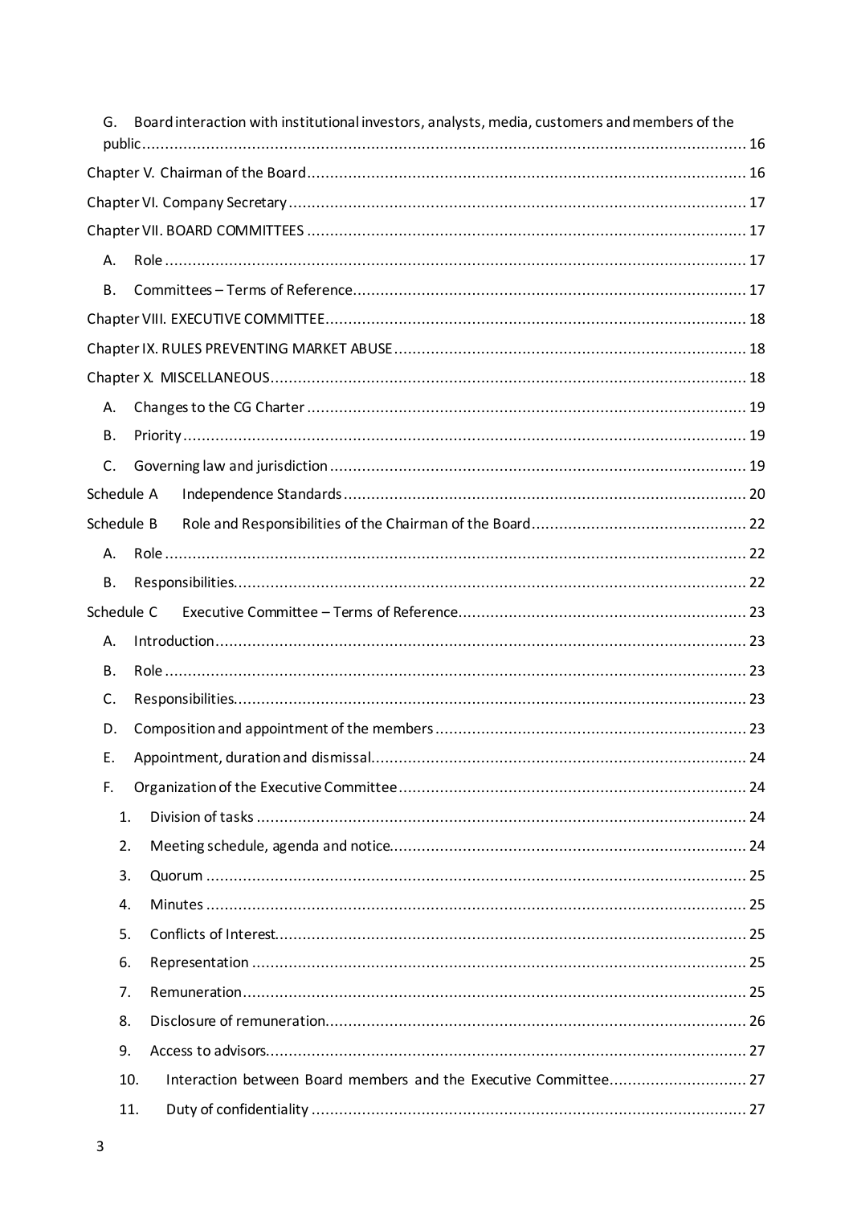G. Board interaction with institutional investors, analysts, media, customers and members of the public ... 16

Chapter V. Chairman of the Board ... 16

Chapter VI. Company Secretary ... 17

Chapter VII. BOARD COMMITTEES ... 17

- A. Role ... 17
- B. Committees – Terms of Reference ... 17

Chapter VIII. EXECUTIVE COMMITTEE ... 18

Chapter IX. RULES PREVENTING MARKET ABUSE ... 18

Chapter X. MISCELLANEOUS ... 18

- A. Changes to the CG Charter ... 19
- B. Priority ... 19
- C. Governing law and jurisdiction ... 19

Schedule A Independence Standards ... 20

Schedule B Role and Responsibilities of the Chairman of the Board ... 22

- A. Role ... 22
- B. Responsibilities ... 22

Schedule C Executive Committee – Terms of Reference ... 23

- A. Introduction ... 23
- B. Role ... 23
- C. Responsibilities ... 23
- D. Composition and appointment of the members ... 23
- E. Appointment, duration and dismissal ... 24
- F. Organization of the Executive Committee ... 24
  1. Division of tasks ... 24
  2. Meeting schedule, agenda and notice ... 24
  3. Quorum ... 25
  4. Minutes ... 25
  5. Conflicts of Interest ... 25
  6. Representation ... 25
  7. Remuneration ... 25
  8. Disclosure of remuneration ... 26
  9. Access to advisors ... 27
  10. Interaction between Board members and the Executive Committee ... 27
  11. Duty of confidentiality ... 27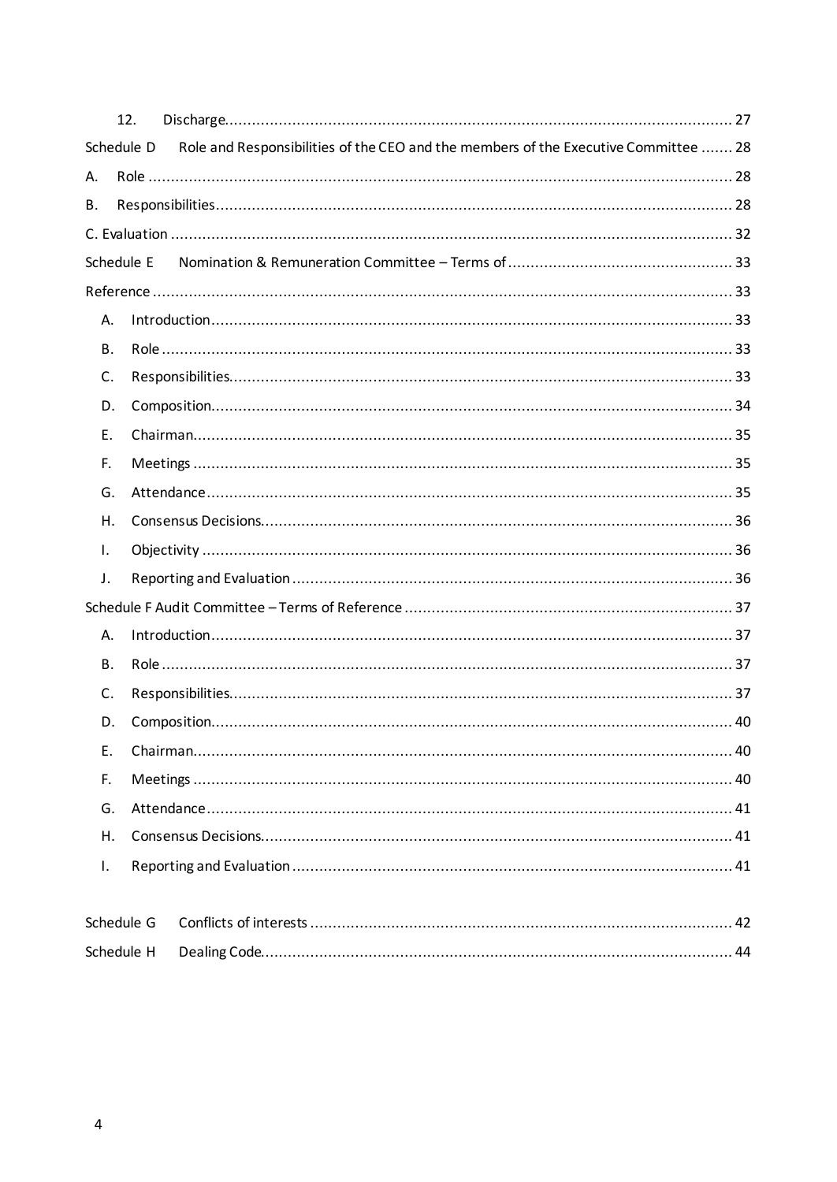12. Discharge ..... 27

Schedule D Role and Responsibilities of the CEO and the members of the Executive Committee ..... 28

A. Role ..... 28

B. Responsibilities ..... 28

C. Evaluation ..... 32

Schedule E Nomination & Remuneration Committee – Terms of ..... 33

Reference ..... 33

A. Introduction ..... 33

B. Role ..... 33

C. Responsibilities ..... 33

D. Composition ..... 34

E. Chairman ..... 35

F. Meetings ..... 35

G. Attendance ..... 35

H. Consensus Decisions ..... 36

I. Objectivity ..... 36

J. Reporting and Evaluation ..... 36

Schedule F Audit Committee – Terms of Reference ..... 37

A. Introduction ..... 37

B. Role ..... 37

C. Responsibilities ..... 37

D. Composition ..... 40

E. Chairman ..... 40

F. Meetings ..... 40

G. Attendance ..... 41

H. Consensus Decisions ..... 41

I. Reporting and Evaluation ..... 41

Schedule G Conflicts of interests ..... 42

Schedule H Dealing Code ..... 44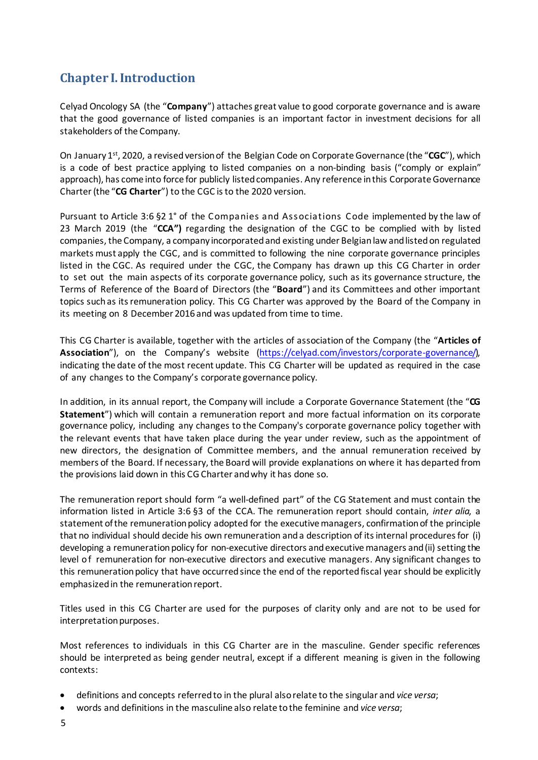## Chapter I. Introduction

Celyad Oncology SA (the "**Company**") attaches great value to good corporate governance and is aware that the good governance of listed companies is an important factor in investment decisions for all stakeholders of the Company.

On January 1st, 2020, a revised version of the Belgian Code on Corporate Governance (the "**CGC**"), which is a code of best practice applying to listed companies on a non-binding basis ("comply or explain" approach), has come into force for publicly listed companies. Any reference in this Corporate Governance Charter (the "**CG Charter**") to the CGC is to the 2020 version.

Pursuant to Article 3:6 §2 1° of the Companies and Associations Code implemented by the law of 23 March 2019 (the "**CCA")** regarding the designation of the CGC to be complied with by listed companies, the Company, a company incorporated and existing under Belgian law and listed on regulated markets must apply the CGC, and is committed to following the nine corporate governance principles listed in the CGC. As required under the CGC, the Company has drawn up this CG Charter in order to set out the main aspects of its corporate governance policy, such as its governance structure, the Terms of Reference of the Board of Directors (the "**Board**") and its Committees and other important topics such as its remuneration policy. This CG Charter was approved by the Board of the Company in its meeting on 8 December 2016 and was updated from time to time.

This CG Charter is available, together with the articles of association of the Company (the "**Articles of Association**"), on the Company's website (https://celyad.com/investors/corporate-governance/), indicating the date of the most recent update. This CG Charter will be updated as required in the case of any changes to the Company's corporate governance policy.

In addition, in its annual report, the Company will include a Corporate Governance Statement (the "**CG Statement**") which will contain a remuneration report and more factual information on its corporate governance policy, including any changes to the Company's corporate governance policy together with the relevant events that have taken place during the year under review, such as the appointment of new directors, the designation of Committee members, and the annual remuneration received by members of the Board. If necessary, the Board will provide explanations on where it has departed from the provisions laid down in this CG Charter and why it has done so.

The remuneration report should form "a well-defined part" of the CG Statement and must contain the information listed in Article 3:6 §3 of the CCA. The remuneration report should contain, *inter alia*, a statement of the remuneration policy adopted for the executive managers, confirmation of the principle that no individual should decide his own remuneration and a description of its internal procedures for (i) developing a remuneration policy for non-executive directors and executive managers and (ii) setting the level of remuneration for non-executive directors and executive managers. Any significant changes to this remuneration policy that have occurred since the end of the reported fiscal year should be explicitly emphasized in the remuneration report.

Titles used in this CG Charter are used for the purposes of clarity only and are not to be used for interpretation purposes.

Most references to individuals in this CG Charter are in the masculine. Gender specific references should be interpreted as being gender neutral, except if a different meaning is given in the following contexts:

- definitions and concepts referred to in the plural also relate to the singular and *vice versa*;
- words and definitions in the masculine also relate to the feminine and *vice versa*;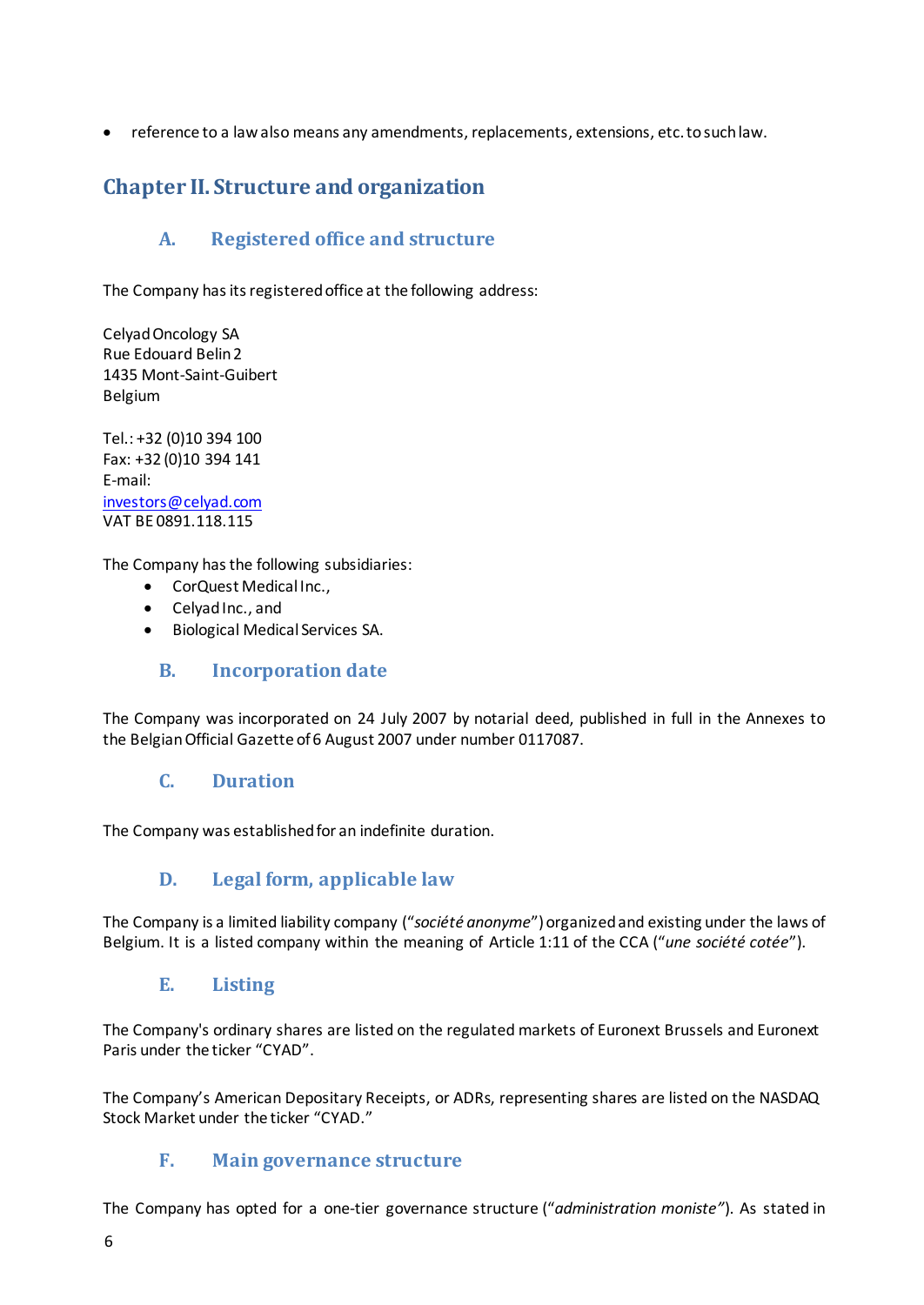- reference to a law also means any amendments, replacements, extensions, etc. to such law.

## Chapter II. Structure and organization

### A. Registered office and structure

The Company has its registered office at the following address:

Celyad Oncology SA
Rue Edouard Belin 2
1435 Mont-Saint-Guibert
Belgium

Tel.: +32 (0)10 394 100
Fax: +32 (0)10 394 141
E-mail:
investors@celyad.com
VAT BE 0891.118.115

The Company has the following subsidiaries:

- CorQuest Medical Inc.,
- Celyad Inc., and
- Biological Medical Services SA.

### B. Incorporation date

The Company was incorporated on 24 July 2007 by notarial deed, published in full in the Annexes to the Belgian Official Gazette of 6 August 2007 under number 0117087.

### C. Duration

The Company was established for an indefinite duration.

### D. Legal form, applicable law

The Company is a limited liability company ("*société anonyme*") organized and existing under the laws of Belgium. It is a listed company within the meaning of Article 1:11 of the CCA ("*une société cotée*").

### E. Listing

The Company's ordinary shares are listed on the regulated markets of Euronext Brussels and Euronext Paris under the ticker "CYAD".

The Company's American Depositary Receipts, or ADRs, representing shares are listed on the NASDAQ Stock Market under the ticker "CYAD."

### F. Main governance structure

The Company has opted for a one-tier governance structure ("*administration moniste*"). As stated in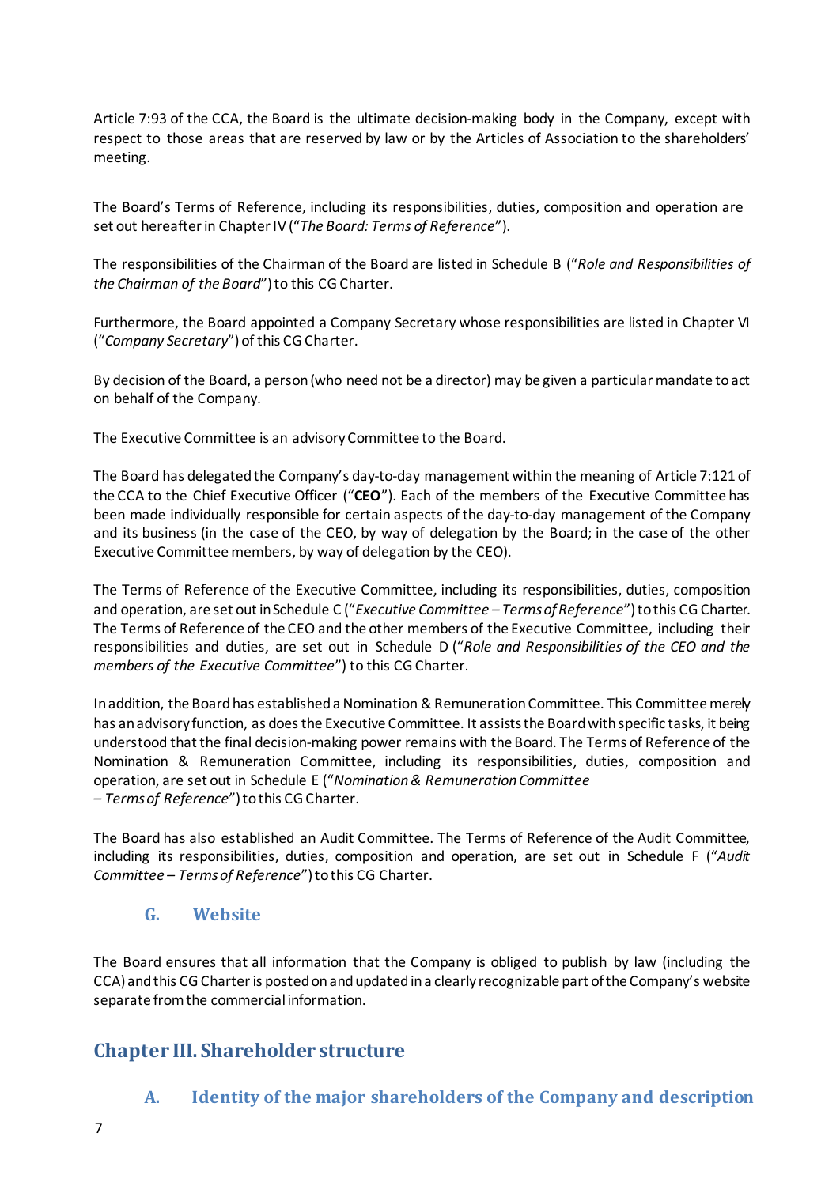Article 7:93 of the CCA, the Board is the ultimate decision-making body in the Company, except with respect to those areas that are reserved by law or by the Articles of Association to the shareholders' meeting.

The Board's Terms of Reference, including its responsibilities, duties, composition and operation are set out hereafter in Chapter IV ("*The Board: Terms of Reference*").

The responsibilities of the Chairman of the Board are listed in Schedule B ("*Role and Responsibilities of the Chairman of the Board*") to this CG Charter.

Furthermore, the Board appointed a Company Secretary whose responsibilities are listed in Chapter VI ("*Company Secretary*") of this CG Charter.

By decision of the Board, a person (who need not be a director) may be given a particular mandate to act on behalf of the Company.

The Executive Committee is an advisory Committee to the Board.

The Board has delegated the Company's day-to-day management within the meaning of Article 7:121 of the CCA to the Chief Executive Officer ("**CEO**"). Each of the members of the Executive Committee has been made individually responsible for certain aspects of the day-to-day management of the Company and its business (in the case of the CEO, by way of delegation by the Board; in the case of the other Executive Committee members, by way of delegation by the CEO).

The Terms of Reference of the Executive Committee, including its responsibilities, duties, composition and operation, are set out in Schedule C ("*Executive Committee – Terms of Reference*") to this CG Charter. The Terms of Reference of the CEO and the other members of the Executive Committee, including their responsibilities and duties, are set out in Schedule D ("*Role and Responsibilities of the CEO and the members of the Executive Committee*") to this CG Charter.

In addition, the Board has established a Nomination & Remuneration Committee. This Committee merely has an advisory function, as does the Executive Committee. It assists the Board with specific tasks, it being understood that the final decision-making power remains with the Board. The Terms of Reference of the Nomination & Remuneration Committee, including its responsibilities, duties, composition and operation, are set out in Schedule E ("*Nomination & Remuneration Committee – Terms of Reference*") to this CG Charter.

The Board has also established an Audit Committee. The Terms of Reference of the Audit Committee, including its responsibilities, duties, composition and operation, are set out in Schedule F ("*Audit Committee – Terms of Reference*") to this CG Charter.

### G. Website

The Board ensures that all information that the Company is obliged to publish by law (including the CCA) and this CG Charter is posted on and updated in a clearly recognizable part of the Company's website separate from the commercial information.

## Chapter III. Shareholder structure

### A. Identity of the major shareholders of the Company and description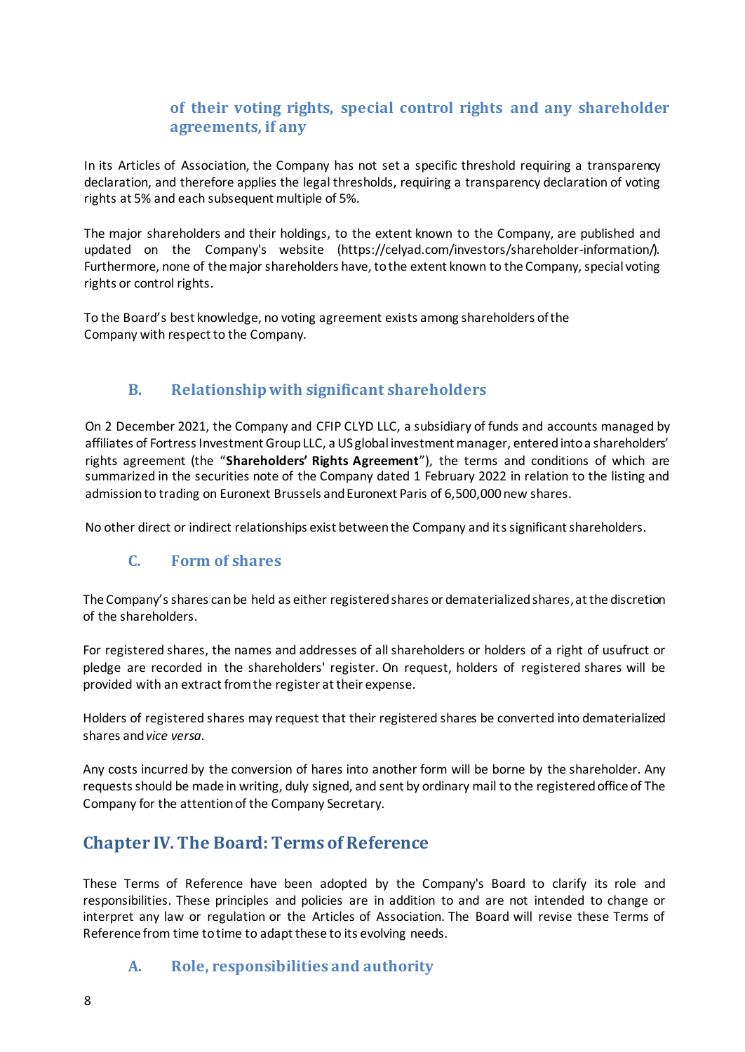### of their voting rights, special control rights and any shareholder agreements, if any

In its Articles of Association, the Company has not set a specific threshold requiring a transparency declaration, and therefore applies the legal thresholds, requiring a transparency declaration of voting rights at 5% and each subsequent multiple of 5%.

The major shareholders and their holdings, to the extent known to the Company, are published and updated on the Company's website (https://celyad.com/investors/shareholder-information/). Furthermore, none of the major shareholders have, to the extent known to the Company, special voting rights or control rights.

To the Board's best knowledge, no voting agreement exists among shareholders of the Company with respect to the Company.

### B. Relationship with significant shareholders

On 2 December 2021, the Company and CFIP CLYD LLC, a subsidiary of funds and accounts managed by affiliates of Fortress Investment Group LLC, a US global investment manager, entered into a shareholders' rights agreement (the "**Shareholders' Rights Agreement**"), the terms and conditions of which are summarized in the securities note of the Company dated 1 February 2022 in relation to the listing and admission to trading on Euronext Brussels and Euronext Paris of 6,500,000 new shares.

No other direct or indirect relationships exist between the Company and its significant shareholders.

### C. Form of shares

The Company's shares can be held as either registered shares or dematerialized shares, at the discretion of the shareholders.

For registered shares, the names and addresses of all shareholders or holders of a right of usufruct or pledge are recorded in the shareholders' register. On request, holders of registered shares will be provided with an extract from the register at their expense.

Holders of registered shares may request that their registered shares be converted into dematerialized shares and *vice versa*.

Any costs incurred by the conversion of hares into another form will be borne by the shareholder. Any requests should be made in writing, duly signed, and sent by ordinary mail to the registered office of The Company for the attention of the Company Secretary.

## Chapter IV. The Board: Terms of Reference

These Terms of Reference have been adopted by the Company's Board to clarify its role and responsibilities. These principles and policies are in addition to and are not intended to change or interpret any law or regulation or the Articles of Association. The Board will revise these Terms of Reference from time to time to adapt these to its evolving needs.

### A. Role, responsibilities and authority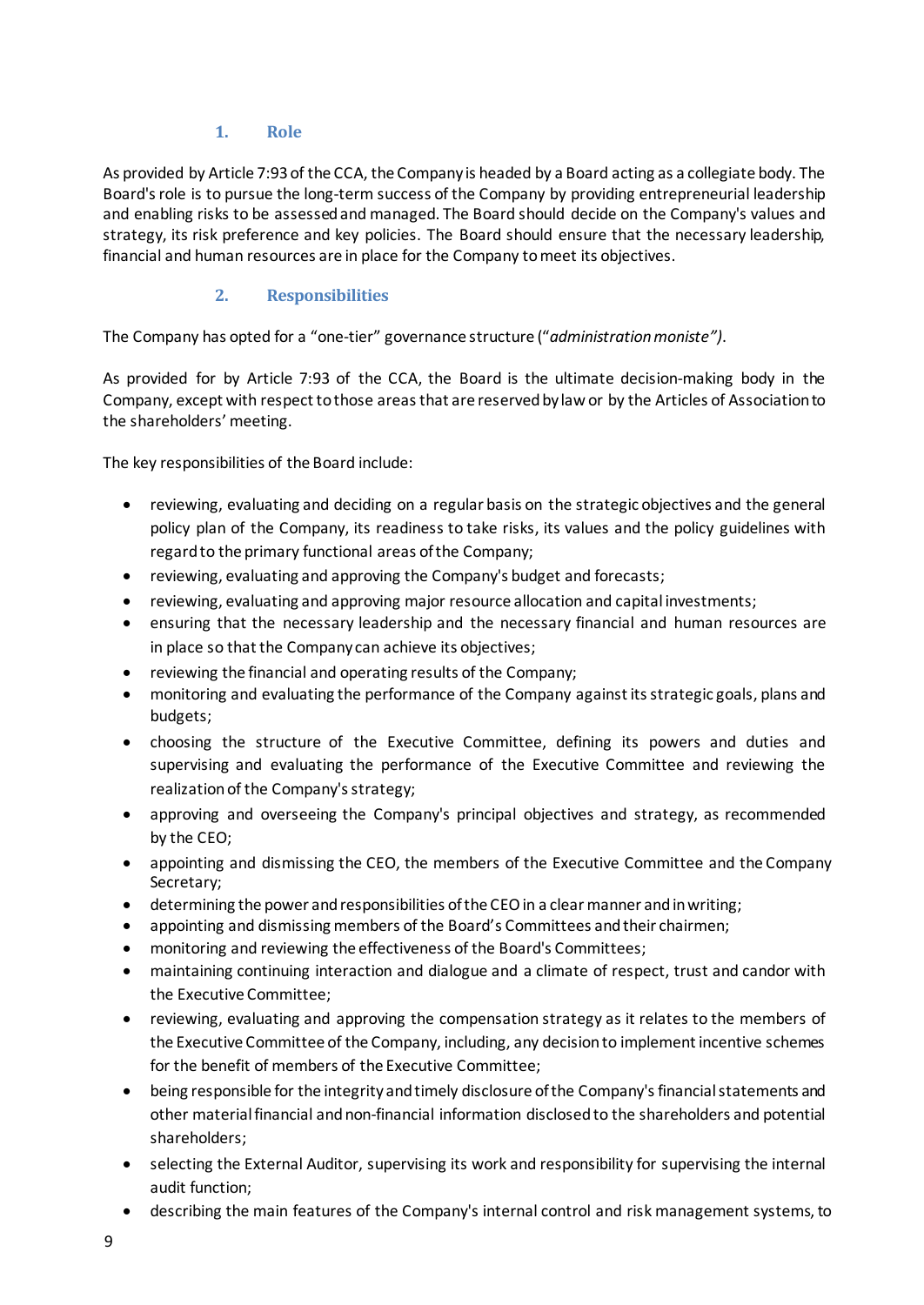### 1. Role

As provided by Article 7:93 of the CCA, the Company is headed by a Board acting as a collegiate body. The Board's role is to pursue the long-term success of the Company by providing entrepreneurial leadership and enabling risks to be assessed and managed. The Board should decide on the Company's values and strategy, its risk preference and key policies. The Board should ensure that the necessary leadership, financial and human resources are in place for the Company to meet its objectives.

### 2. Responsibilities

The Company has opted for a "one-tier" governance structure ("*administration moniste")*.

As provided for by Article 7:93 of the CCA, the Board is the ultimate decision-making body in the Company, except with respect to those areas that are reserved by law or by the Articles of Association to the shareholders' meeting.

The key responsibilities of the Board include:

- reviewing, evaluating and deciding on a regular basis on the strategic objectives and the general policy plan of the Company, its readiness to take risks, its values and the policy guidelines with regard to the primary functional areas of the Company;
- reviewing, evaluating and approving the Company's budget and forecasts;
- reviewing, evaluating and approving major resource allocation and capital investments;
- ensuring that the necessary leadership and the necessary financial and human resources are in place so that the Company can achieve its objectives;
- reviewing the financial and operating results of the Company;
- monitoring and evaluating the performance of the Company against its strategic goals, plans and budgets;
- choosing the structure of the Executive Committee, defining its powers and duties and supervising and evaluating the performance of the Executive Committee and reviewing the realization of the Company's strategy;
- approving and overseeing the Company's principal objectives and strategy, as recommended by the CEO;
- appointing and dismissing the CEO, the members of the Executive Committee and the Company Secretary;
- determining the power and responsibilities of the CEO in a clear manner and in writing;
- appointing and dismissing members of the Board's Committees and their chairmen;
- monitoring and reviewing the effectiveness of the Board's Committees;
- maintaining continuing interaction and dialogue and a climate of respect, trust and candor with the Executive Committee;
- reviewing, evaluating and approving the compensation strategy as it relates to the members of the Executive Committee of the Company, including, any decision to implement incentive schemes for the benefit of members of the Executive Committee;
- being responsible for the integrity and timely disclosure of the Company's financial statements and other material financial and non-financial information disclosed to the shareholders and potential shareholders;
- selecting the External Auditor, supervising its work and responsibility for supervising the internal audit function;
- describing the main features of the Company's internal control and risk management systems, to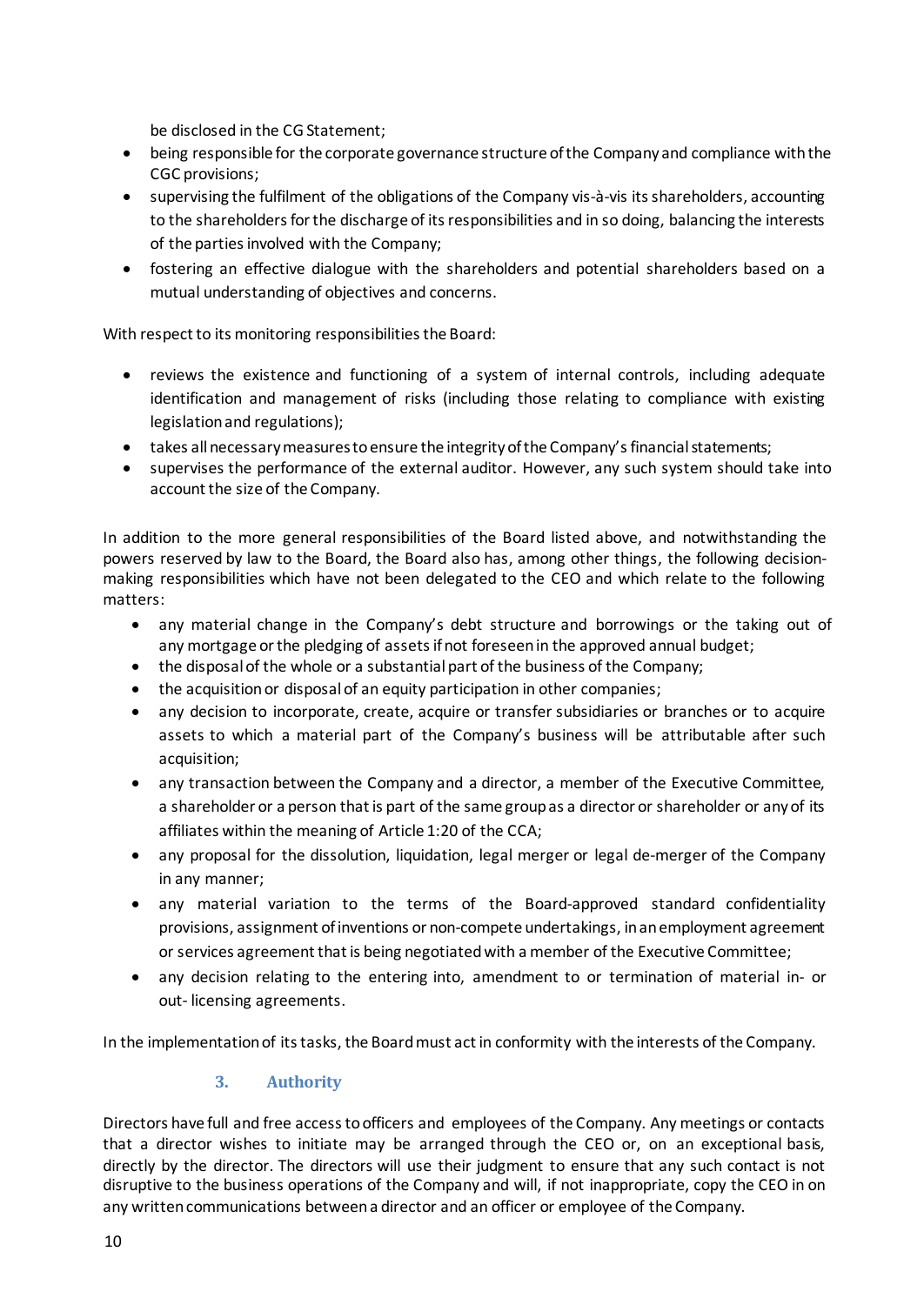be disclosed in the CG Statement;

- being responsible for the corporate governance structure of the Company and compliance with the CGC provisions;
- supervising the fulfilment of the obligations of the Company vis-à-vis its shareholders, accounting to the shareholders for the discharge of its responsibilities and in so doing, balancing the interests of the parties involved with the Company;
- fostering an effective dialogue with the shareholders and potential shareholders based on a mutual understanding of objectives and concerns.

With respect to its monitoring responsibilities the Board:

- reviews the existence and functioning of a system of internal controls, including adequate identification and management of risks (including those relating to compliance with existing legislation and regulations);
- takes all necessary measures to ensure the integrity of the Company's financial statements;
- supervises the performance of the external auditor. However, any such system should take into account the size of the Company.

In addition to the more general responsibilities of the Board listed above, and notwithstanding the powers reserved by law to the Board, the Board also has, among other things, the following decision-making responsibilities which have not been delegated to the CEO and which relate to the following matters:

- any material change in the Company's debt structure and borrowings or the taking out of any mortgage or the pledging of assets if not foreseen in the approved annual budget;
- the disposal of the whole or a substantial part of the business of the Company;
- the acquisition or disposal of an equity participation in other companies;
- any decision to incorporate, create, acquire or transfer subsidiaries or branches or to acquire assets to which a material part of the Company's business will be attributable after such acquisition;
- any transaction between the Company and a director, a member of the Executive Committee, a shareholder or a person that is part of the same group as a director or shareholder or any of its affiliates within the meaning of Article 1:20 of the CCA;
- any proposal for the dissolution, liquidation, legal merger or legal de-merger of the Company in any manner;
- any material variation to the terms of the Board-approved standard confidentiality provisions, assignment of inventions or non-compete undertakings, in an employment agreement or services agreement that is being negotiated with a member of the Executive Committee;
- any decision relating to the entering into, amendment to or termination of material in- or out- licensing agreements.

In the implementation of its tasks, the Board must act in conformity with the interests of the Company.

### 3. Authority

Directors have full and free access to officers and employees of the Company. Any meetings or contacts that a director wishes to initiate may be arranged through the CEO or, on an exceptional basis, directly by the director. The directors will use their judgment to ensure that any such contact is not disruptive to the business operations of the Company and will, if not inappropriate, copy the CEO in on any written communications between a director and an officer or employee of the Company.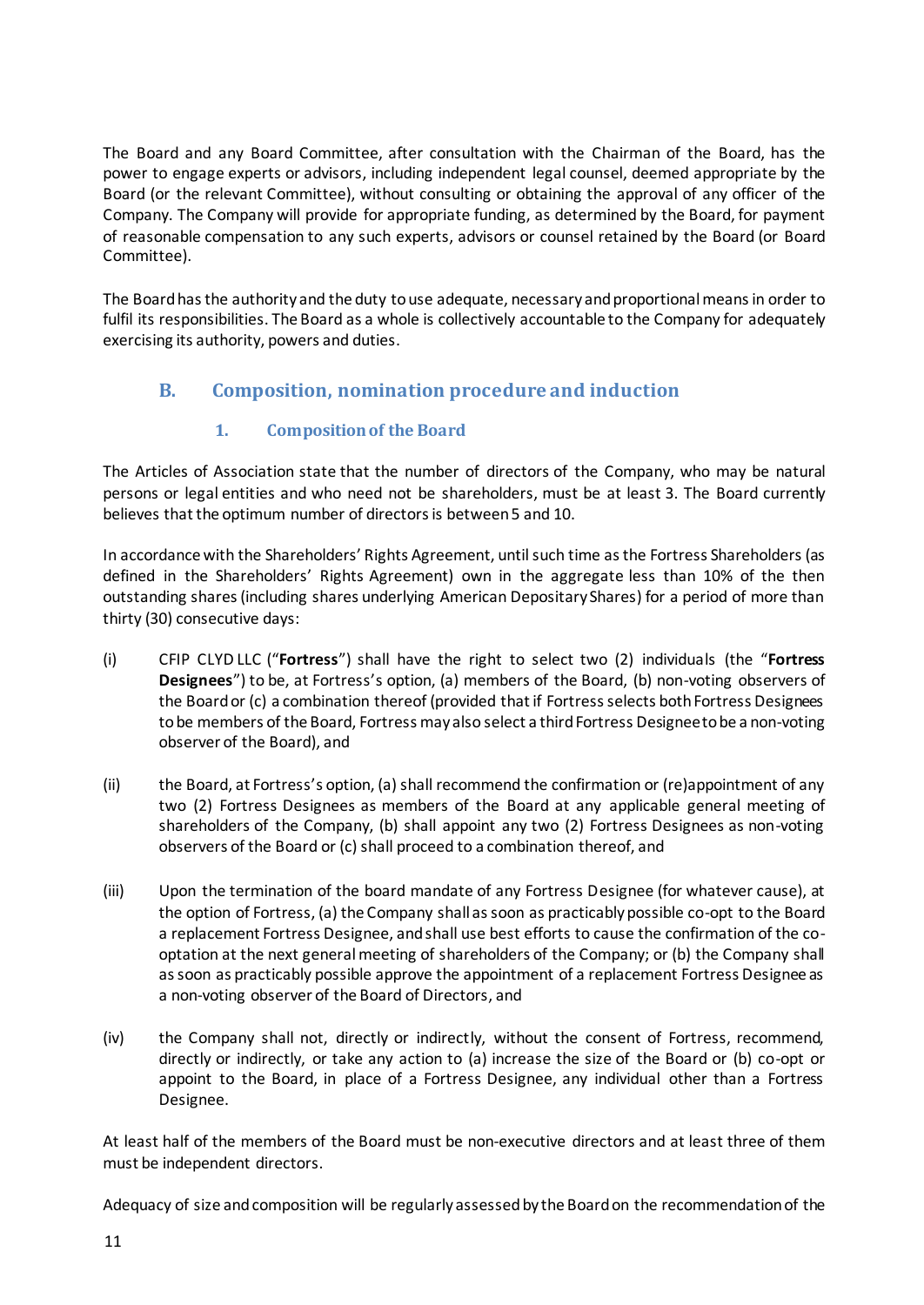The Board and any Board Committee, after consultation with the Chairman of the Board, has the power to engage experts or advisors, including independent legal counsel, deemed appropriate by the Board (or the relevant Committee), without consulting or obtaining the approval of any officer of the Company. The Company will provide for appropriate funding, as determined by the Board, for payment of reasonable compensation to any such experts, advisors or counsel retained by the Board (or Board Committee).

The Board has the authority and the duty to use adequate, necessary and proportional means in order to fulfil its responsibilities. The Board as a whole is collectively accountable to the Company for adequately exercising its authority, powers and duties.

## B. Composition, nomination procedure and induction

### 1. Composition of the Board

The Articles of Association state that the number of directors of the Company, who may be natural persons or legal entities and who need not be shareholders, must be at least 3. The Board currently believes that the optimum number of directors is between 5 and 10.

In accordance with the Shareholders' Rights Agreement, until such time as the Fortress Shareholders (as defined in the Shareholders' Rights Agreement) own in the aggregate less than 10% of the then outstanding shares (including shares underlying American Depositary Shares) for a period of more than thirty (30) consecutive days:

(i) CFIP CLYD LLC ("**Fortress**") shall have the right to select two (2) individuals (the "**Fortress Designees**") to be, at Fortress's option, (a) members of the Board, (b) non-voting observers of the Board or (c) a combination thereof (provided that if Fortress selects both Fortress Designees to be members of the Board, Fortress may also select a third Fortress Designee to be a non-voting observer of the Board), and

(ii) the Board, at Fortress's option, (a) shall recommend the confirmation or (re)appointment of any two (2) Fortress Designees as members of the Board at any applicable general meeting of shareholders of the Company, (b) shall appoint any two (2) Fortress Designees as non-voting observers of the Board or (c) shall proceed to a combination thereof, and

(iii) Upon the termination of the board mandate of any Fortress Designee (for whatever cause), at the option of Fortress, (a) the Company shall as soon as practicably possible co-opt to the Board a replacement Fortress Designee, and shall use best efforts to cause the confirmation of the co-optation at the next general meeting of shareholders of the Company; or (b) the Company shall as soon as practicably possible approve the appointment of a replacement Fortress Designee as a non-voting observer of the Board of Directors, and

(iv) the Company shall not, directly or indirectly, without the consent of Fortress, recommend, directly or indirectly, or take any action to (a) increase the size of the Board or (b) co-opt or appoint to the Board, in place of a Fortress Designee, any individual other than a Fortress Designee.

At least half of the members of the Board must be non-executive directors and at least three of them must be independent directors.

Adequacy of size and composition will be regularly assessed by the Board on the recommendation of the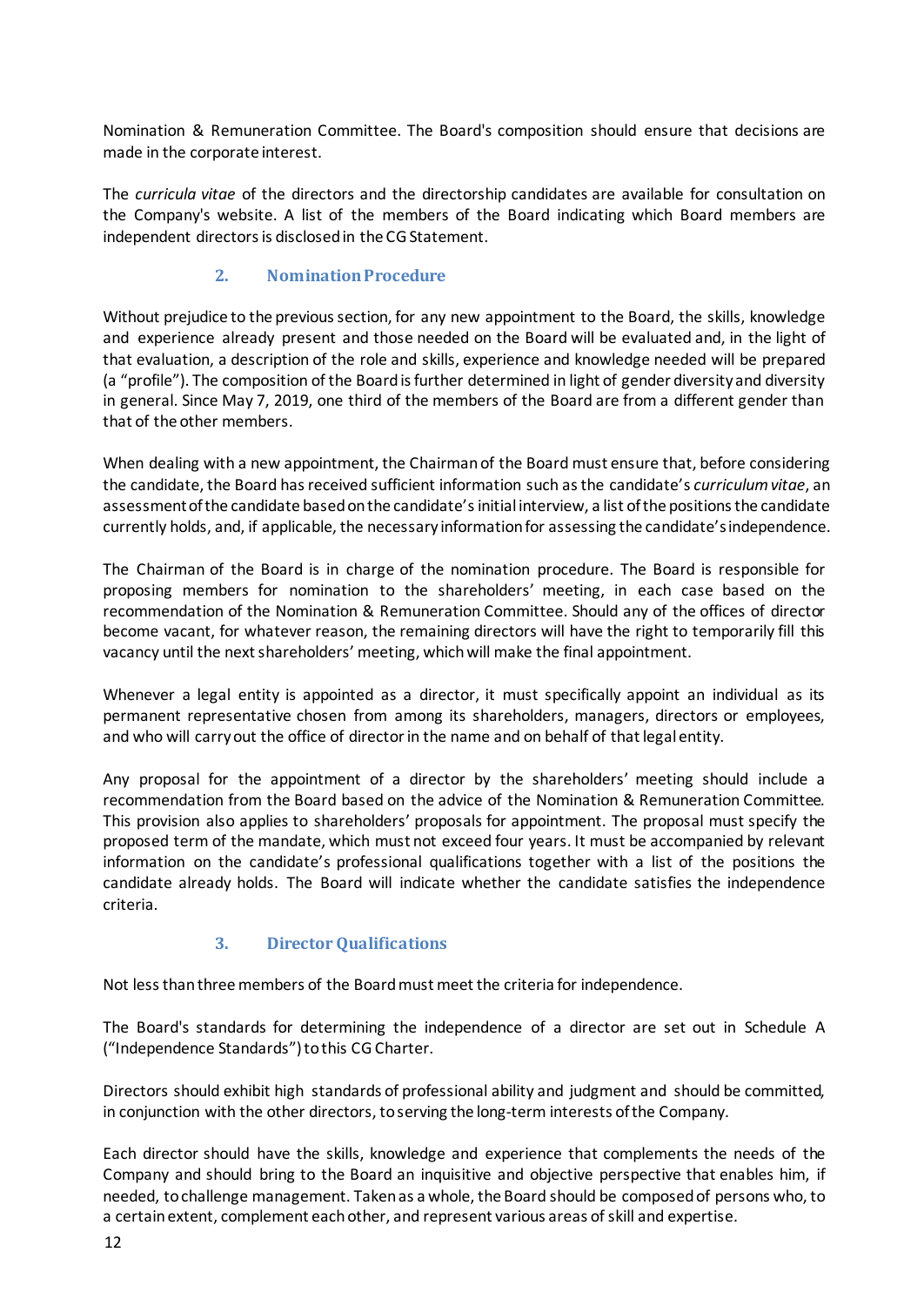Nomination & Remuneration Committee. The Board's composition should ensure that decisions are made in the corporate interest.

The *curricula vitae* of the directors and the directorship candidates are available for consultation on the Company's website. A list of the members of the Board indicating which Board members are independent directors is disclosed in the CG Statement.

## 2. Nomination Procedure

Without prejudice to the previous section, for any new appointment to the Board, the skills, knowledge and experience already present and those needed on the Board will be evaluated and, in the light of that evaluation, a description of the role and skills, experience and knowledge needed will be prepared (a "profile"). The composition of the Board is further determined in light of gender diversity and diversity in general. Since May 7, 2019, one third of the members of the Board are from a different gender than that of the other members.

When dealing with a new appointment, the Chairman of the Board must ensure that, before considering the candidate, the Board has received sufficient information such as the candidate's *curriculum vitae*, an assessment of the candidate based on the candidate's initial interview, a list of the positions the candidate currently holds, and, if applicable, the necessary information for assessing the candidate's independence.

The Chairman of the Board is in charge of the nomination procedure. The Board is responsible for proposing members for nomination to the shareholders' meeting, in each case based on the recommendation of the Nomination & Remuneration Committee. Should any of the offices of director become vacant, for whatever reason, the remaining directors will have the right to temporarily fill this vacancy until the next shareholders' meeting, which will make the final appointment.

Whenever a legal entity is appointed as a director, it must specifically appoint an individual as its permanent representative chosen from among its shareholders, managers, directors or employees, and who will carry out the office of director in the name and on behalf of that legal entity.

Any proposal for the appointment of a director by the shareholders' meeting should include a recommendation from the Board based on the advice of the Nomination & Remuneration Committee. This provision also applies to shareholders' proposals for appointment. The proposal must specify the proposed term of the mandate, which must not exceed four years. It must be accompanied by relevant information on the candidate's professional qualifications together with a list of the positions the candidate already holds. The Board will indicate whether the candidate satisfies the independence criteria.

## 3. Director Qualifications

Not less than three members of the Board must meet the criteria for independence.

The Board's standards for determining the independence of a director are set out in Schedule A ("Independence Standards") to this CG Charter.

Directors should exhibit high standards of professional ability and judgment and should be committed, in conjunction with the other directors, to serving the long-term interests of the Company.

Each director should have the skills, knowledge and experience that complements the needs of the Company and should bring to the Board an inquisitive and objective perspective that enables him, if needed, to challenge management. Taken as a whole, the Board should be composed of persons who, to a certain extent, complement each other, and represent various areas of skill and expertise.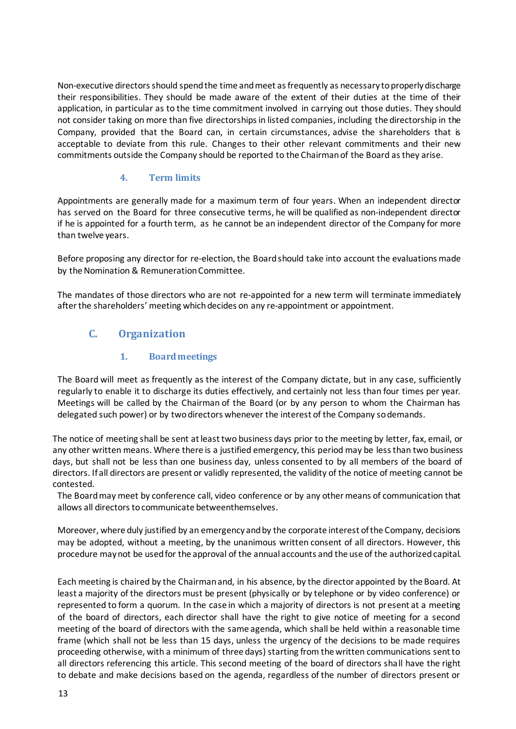Non-executive directors should spend the time and meet as frequently as necessary to properly discharge their responsibilities. They should be made aware of the extent of their duties at the time of their application, in particular as to the time commitment involved in carrying out those duties. They should not consider taking on more than five directorships in listed companies, including the directorship in the Company, provided that the Board can, in certain circumstances, advise the shareholders that is acceptable to deviate from this rule. Changes to their other relevant commitments and their new commitments outside the Company should be reported to the Chairman of the Board as they arise.

### 4. Term limits

Appointments are generally made for a maximum term of four years. When an independent director has served on the Board for three consecutive terms, he will be qualified as non-independent director if he is appointed for a fourth term, as he cannot be an independent director of the Company for more than twelve years.

Before proposing any director for re-election, the Board should take into account the evaluations made by the Nomination & Remuneration Committee.

The mandates of those directors who are not re-appointed for a new term will terminate immediately after the shareholders' meeting which decides on any re-appointment or appointment.

## C. Organization

### 1. Board meetings

The Board will meet as frequently as the interest of the Company dictate, but in any case, sufficiently regularly to enable it to discharge its duties effectively, and certainly not less than four times per year. Meetings will be called by the Chairman of the Board (or by any person to whom the Chairman has delegated such power) or by two directors whenever the interest of the Company so demands.

The notice of meeting shall be sent at least two business days prior to the meeting by letter, fax, email, or any other written means. Where there is a justified emergency, this period may be less than two business days, but shall not be less than one business day, unless consented to by all members of the board of directors. If all directors are present or validly represented, the validity of the notice of meeting cannot be contested.

The Board may meet by conference call, video conference or by any other means of communication that allows all directors to communicate betweenthemselves.

Moreover, where duly justified by an emergency and by the corporate interest of the Company, decisions may be adopted, without a meeting, by the unanimous written consent of all directors. However, this procedure may not be used for the approval of the annual accounts and the use of the authorized capital.

Each meeting is chaired by the Chairman and, in his absence, by the director appointed by the Board. At least a majority of the directors must be present (physically or by telephone or by video conference) or represented to form a quorum. In the case in which a majority of directors is not present at a meeting of the board of directors, each director shall have the right to give notice of meeting for a second meeting of the board of directors with the same agenda, which shall be held within a reasonable time frame (which shall not be less than 15 days, unless the urgency of the decisions to be made requires proceeding otherwise, with a minimum of three days) starting from the written communications sent to all directors referencing this article. This second meeting of the board of directors shall have the right to debate and make decisions based on the agenda, regardless of the number of directors present or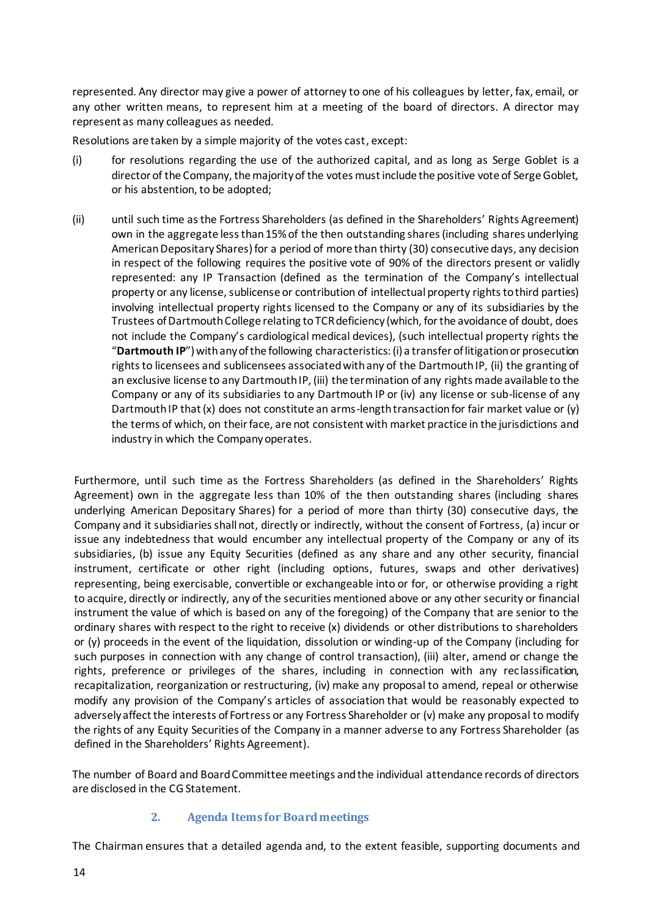represented. Any director may give a power of attorney to one of his colleagues by letter, fax, email, or any other written means, to represent him at a meeting of the board of directors. A director may represent as many colleagues as needed.

Resolutions are taken by a simple majority of the votes cast, except:

(i) for resolutions regarding the use of the authorized capital, and as long as Serge Goblet is a director of the Company, the majority of the votes must include the positive vote of Serge Goblet, or his abstention, to be adopted;

(ii) until such time as the Fortress Shareholders (as defined in the Shareholders' Rights Agreement) own in the aggregate less than 15% of the then outstanding shares (including shares underlying American Depositary Shares) for a period of more than thirty (30) consecutive days, any decision in respect of the following requires the positive vote of 90% of the directors present or validly represented: any IP Transaction (defined as the termination of the Company's intellectual property or any license, sublicense or contribution of intellectual property rights to third parties) involving intellectual property rights licensed to the Company or any of its subsidiaries by the Trustees of Dartmouth College relating to TCR deficiency (which, for the avoidance of doubt, does not include the Company's cardiological medical devices), (such intellectual property rights the "**Dartmouth IP**") with any of the following characteristics: (i) a transfer of litigation or prosecution rights to licensees and sublicensees associated with any of the Dartmouth IP, (ii) the granting of an exclusive license to any Dartmouth IP, (iii) the termination of any rights made available to the Company or any of its subsidiaries to any Dartmouth IP or (iv) any license or sub-license of any Dartmouth IP that (x) does not constitute an arms-length transaction for fair market value or (y) the terms of which, on their face, are not consistent with market practice in the jurisdictions and industry in which the Company operates.

Furthermore, until such time as the Fortress Shareholders (as defined in the Shareholders' Rights Agreement) own in the aggregate less than 10% of the then outstanding shares (including shares underlying American Depositary Shares) for a period of more than thirty (30) consecutive days, the Company and it subsidiaries shall not, directly or indirectly, without the consent of Fortress, (a) incur or issue any indebtedness that would encumber any intellectual property of the Company or any of its subsidiaries, (b) issue any Equity Securities (defined as any share and any other security, financial instrument, certificate or other right (including options, futures, swaps and other derivatives) representing, being exercisable, convertible or exchangeable into or for, or otherwise providing a right to acquire, directly or indirectly, any of the securities mentioned above or any other security or financial instrument the value of which is based on any of the foregoing) of the Company that are senior to the ordinary shares with respect to the right to receive (x) dividends or other distributions to shareholders or (y) proceeds in the event of the liquidation, dissolution or winding-up of the Company (including for such purposes in connection with any change of control transaction), (iii) alter, amend or change the rights, preference or privileges of the shares, including in connection with any reclassification, recapitalization, reorganization or restructuring, (iv) make any proposal to amend, repeal or otherwise modify any provision of the Company's articles of association that would be reasonably expected to adversely affect the interests of Fortress or any Fortress Shareholder or (v) make any proposal to modify the rights of any Equity Securities of the Company in a manner adverse to any Fortress Shareholder (as defined in the Shareholders' Rights Agreement).

The number of Board and Board Committee meetings and the individual attendance records of directors are disclosed in the CG Statement.

### 2. Agenda Items for Board meetings

The Chairman ensures that a detailed agenda and, to the extent feasible, supporting documents and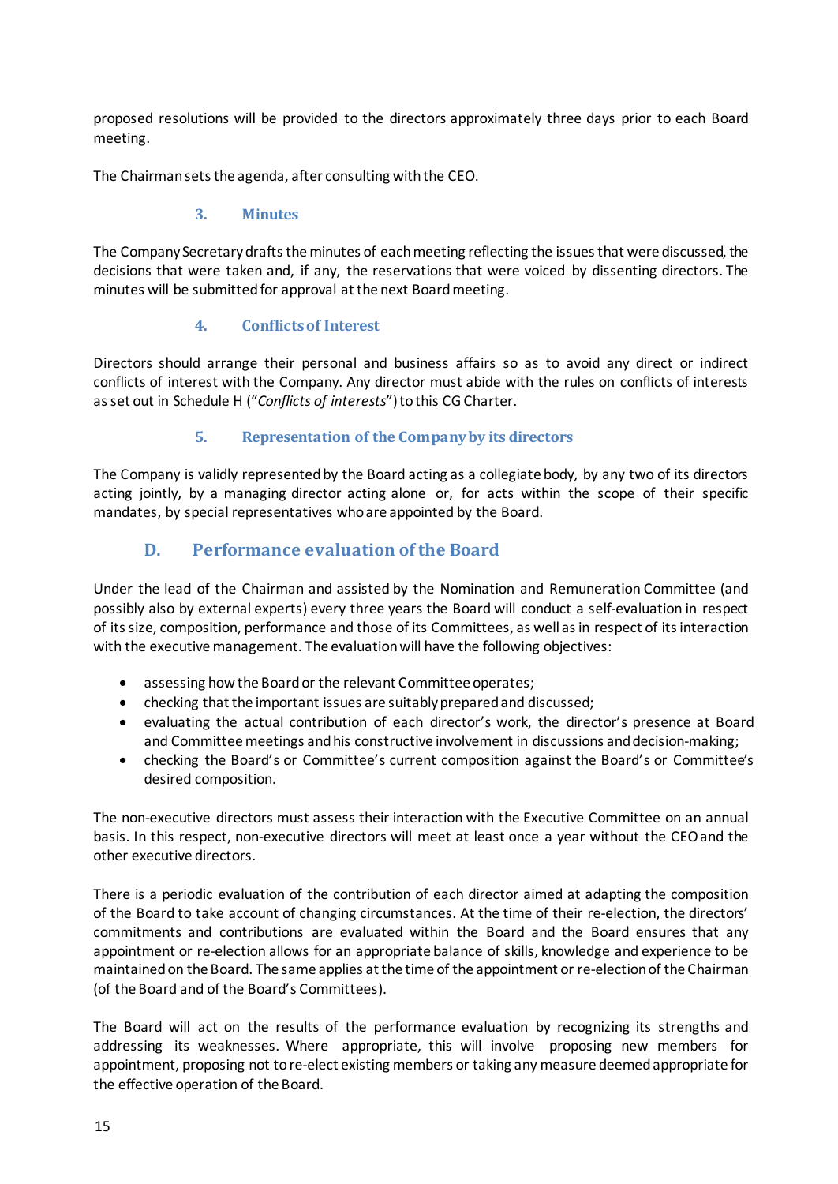proposed resolutions will be provided to the directors approximately three days prior to each Board meeting.

The Chairman sets the agenda, after consulting with the CEO.

### 3. Minutes

The Company Secretary drafts the minutes of each meeting reflecting the issues that were discussed, the decisions that were taken and, if any, the reservations that were voiced by dissenting directors. The minutes will be submitted for approval at the next Board meeting.

### 4. Conflicts of Interest

Directors should arrange their personal and business affairs so as to avoid any direct or indirect conflicts of interest with the Company. Any director must abide with the rules on conflicts of interests as set out in Schedule H ("*Conflicts of interests*") to this CG Charter.

### 5. Representation of the Company by its directors

The Company is validly represented by the Board acting as a collegiate body, by any two of its directors acting jointly, by a managing director acting alone or, for acts within the scope of their specific mandates, by special representatives who are appointed by the Board.

## D. Performance evaluation of the Board

Under the lead of the Chairman and assisted by the Nomination and Remuneration Committee (and possibly also by external experts) every three years the Board will conduct a self-evaluation in respect of its size, composition, performance and those of its Committees, as well as in respect of its interaction with the executive management. The evaluation will have the following objectives:

- assessing how the Board or the relevant Committee operates;
- checking that the important issues are suitably prepared and discussed;
- evaluating the actual contribution of each director's work, the director's presence at Board and Committee meetings and his constructive involvement in discussions and decision-making;
- checking the Board's or Committee's current composition against the Board's or Committee's desired composition.

The non-executive directors must assess their interaction with the Executive Committee on an annual basis. In this respect, non-executive directors will meet at least once a year without the CEO and the other executive directors.

There is a periodic evaluation of the contribution of each director aimed at adapting the composition of the Board to take account of changing circumstances. At the time of their re-election, the directors' commitments and contributions are evaluated within the Board and the Board ensures that any appointment or re-election allows for an appropriate balance of skills, knowledge and experience to be maintained on the Board. The same applies at the time of the appointment or re-election of the Chairman (of the Board and of the Board's Committees).

The Board will act on the results of the performance evaluation by recognizing its strengths and addressing its weaknesses. Where appropriate, this will involve proposing new members for appointment, proposing not to re-elect existing members or taking any measure deemed appropriate for the effective operation of the Board.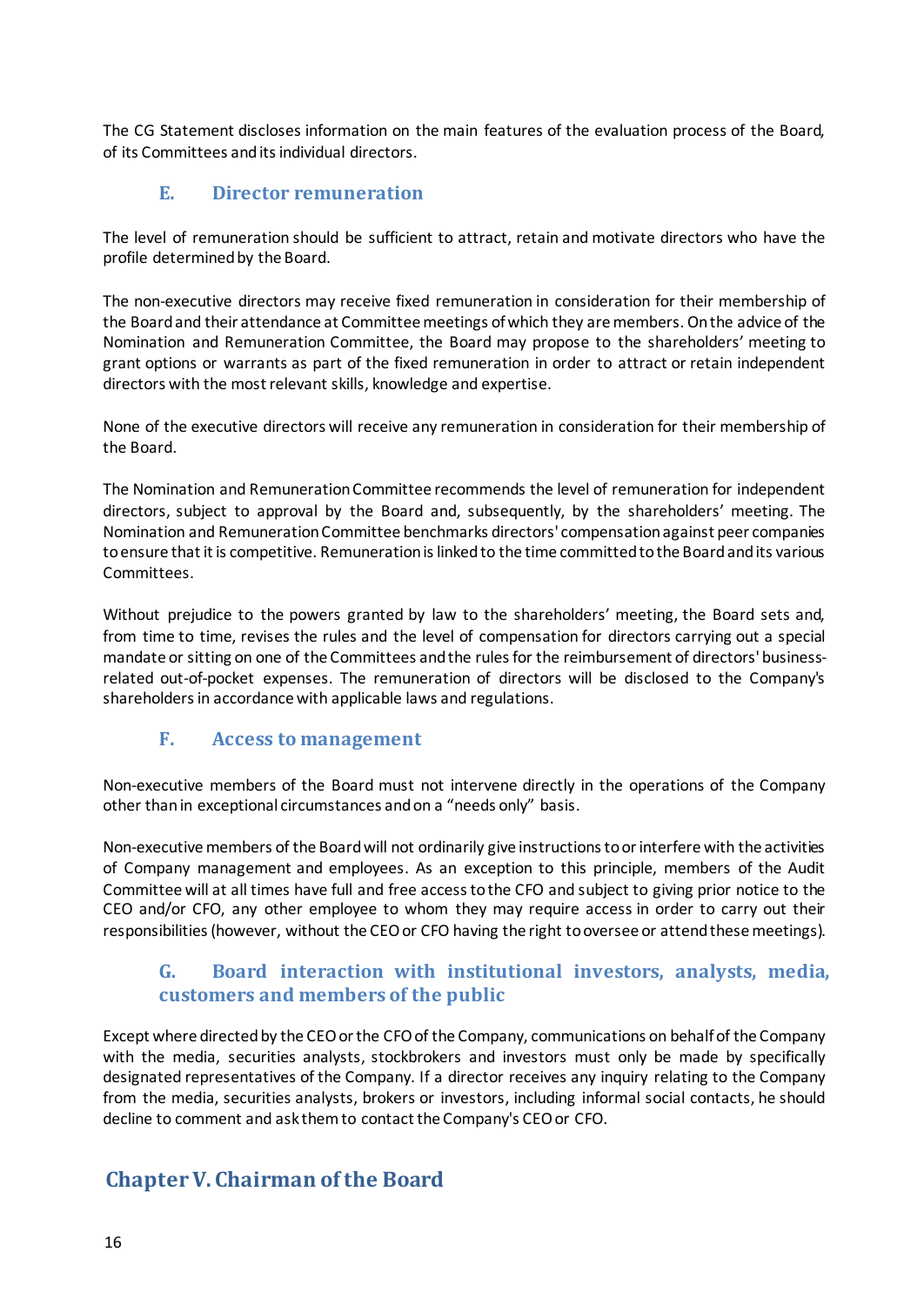The CG Statement discloses information on the main features of the evaluation process of the Board, of its Committees and its individual directors.

### E. Director remuneration

The level of remuneration should be sufficient to attract, retain and motivate directors who have the profile determined by the Board.

The non-executive directors may receive fixed remuneration in consideration for their membership of the Board and their attendance at Committee meetings of which they are members. On the advice of the Nomination and Remuneration Committee, the Board may propose to the shareholders' meeting to grant options or warrants as part of the fixed remuneration in order to attract or retain independent directors with the most relevant skills, knowledge and expertise.

None of the executive directors will receive any remuneration in consideration for their membership of the Board.

The Nomination and Remuneration Committee recommends the level of remuneration for independent directors, subject to approval by the Board and, subsequently, by the shareholders' meeting. The Nomination and Remuneration Committee benchmarks directors' compensation against peer companies to ensure that it is competitive. Remuneration is linked to the time committed to the Board and its various Committees.

Without prejudice to the powers granted by law to the shareholders' meeting, the Board sets and, from time to time, revises the rules and the level of compensation for directors carrying out a special mandate or sitting on one of the Committees and the rules for the reimbursement of directors' business-related out-of-pocket expenses. The remuneration of directors will be disclosed to the Company's shareholders in accordance with applicable laws and regulations.

### F. Access to management

Non-executive members of the Board must not intervene directly in the operations of the Company other than in exceptional circumstances and on a "needs only" basis.

Non-executive members of the Board will not ordinarily give instructions to or interfere with the activities of Company management and employees. As an exception to this principle, members of the Audit Committee will at all times have full and free access to the CFO and subject to giving prior notice to the CEO and/or CFO, any other employee to whom they may require access in order to carry out their responsibilities (however, without the CEO or CFO having the right to oversee or attend these meetings).

### G. Board interaction with institutional investors, analysts, media, customers and members of the public

Except where directed by the CEO or the CFO of the Company, communications on behalf of the Company with the media, securities analysts, stockbrokers and investors must only be made by specifically designated representatives of the Company. If a director receives any inquiry relating to the Company from the media, securities analysts, brokers or investors, including informal social contacts, he should decline to comment and ask them to contact the Company's CEO or CFO.

## Chapter V. Chairman of the Board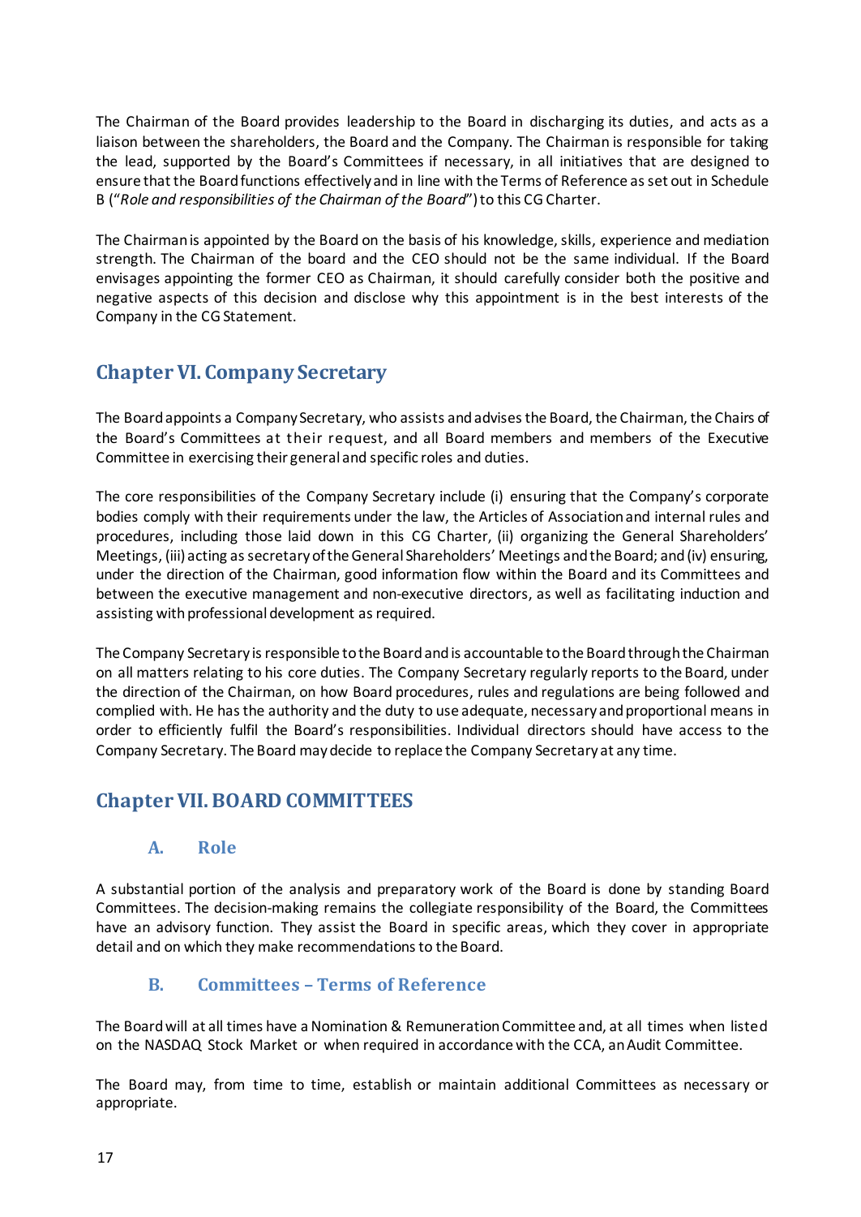The Chairman of the Board provides leadership to the Board in discharging its duties, and acts as a liaison between the shareholders, the Board and the Company. The Chairman is responsible for taking the lead, supported by the Board's Committees if necessary, in all initiatives that are designed to ensure that the Board functions effectively and in line with the Terms of Reference as set out in Schedule B ("*Role and responsibilities of the Chairman of the Board*") to this CG Charter.

The Chairman is appointed by the Board on the basis of his knowledge, skills, experience and mediation strength. The Chairman of the board and the CEO should not be the same individual. If the Board envisages appointing the former CEO as Chairman, it should carefully consider both the positive and negative aspects of this decision and disclose why this appointment is in the best interests of the Company in the CG Statement.

## Chapter VI. Company Secretary

The Board appoints a Company Secretary, who assists and advises the Board, the Chairman, the Chairs of the Board's Committees at their request, and all Board members and members of the Executive Committee in exercising their general and specific roles and duties.

The core responsibilities of the Company Secretary include (i) ensuring that the Company's corporate bodies comply with their requirements under the law, the Articles of Association and internal rules and procedures, including those laid down in this CG Charter, (ii) organizing the General Shareholders' Meetings, (iii) acting as secretary of the General Shareholders' Meetings and the Board; and (iv) ensuring, under the direction of the Chairman, good information flow within the Board and its Committees and between the executive management and non-executive directors, as well as facilitating induction and assisting with professional development as required.

The Company Secretary is responsible to the Board and is accountable to the Board through the Chairman on all matters relating to his core duties. The Company Secretary regularly reports to the Board, under the direction of the Chairman, on how Board procedures, rules and regulations are being followed and complied with. He has the authority and the duty to use adequate, necessary and proportional means in order to efficiently fulfil the Board's responsibilities. Individual directors should have access to the Company Secretary. The Board may decide to replace the Company Secretary at any time.

## Chapter VII. BOARD COMMITTEES

### A. Role

A substantial portion of the analysis and preparatory work of the Board is done by standing Board Committees. The decision-making remains the collegiate responsibility of the Board, the Committees have an advisory function. They assist the Board in specific areas, which they cover in appropriate detail and on which they make recommendations to the Board.

### B. Committees – Terms of Reference

The Board will at all times have a Nomination & Remuneration Committee and, at all times when listed on the NASDAQ Stock Market or when required in accordance with the CCA, an Audit Committee.

The Board may, from time to time, establish or maintain additional Committees as necessary or appropriate.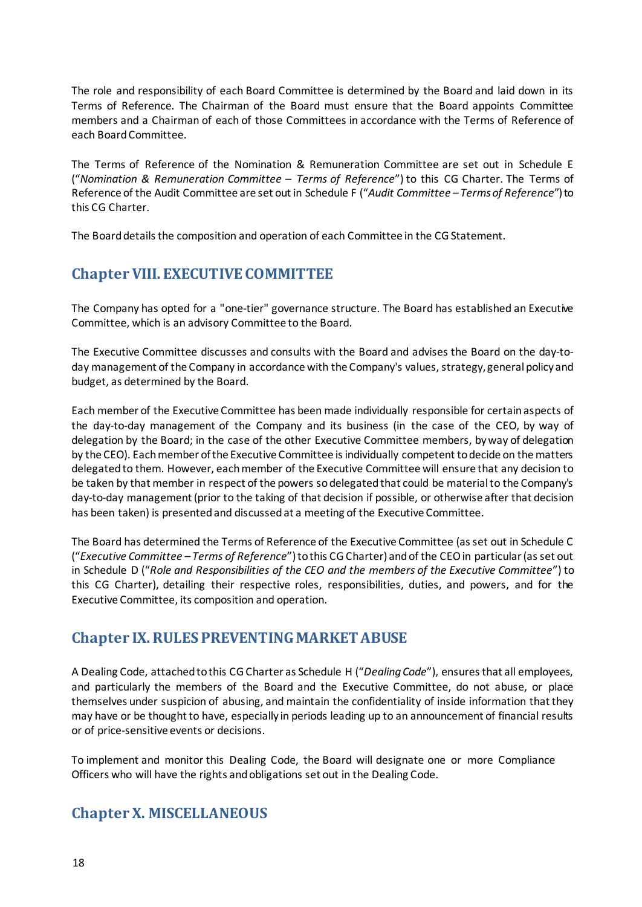The role and responsibility of each Board Committee is determined by the Board and laid down in its Terms of Reference. The Chairman of the Board must ensure that the Board appoints Committee members and a Chairman of each of those Committees in accordance with the Terms of Reference of each Board Committee.

The Terms of Reference of the Nomination & Remuneration Committee are set out in Schedule E (“*Nomination & Remuneration Committee – Terms of Reference*”) to this CG Charter. The Terms of Reference of the Audit Committee are set out in Schedule F (“*Audit Committee – Terms of Reference*”) to this CG Charter.

The Board details the composition and operation of each Committee in the CG Statement.

## Chapter VIII. EXECUTIVE COMMITTEE

The Company has opted for a "one-tier" governance structure. The Board has established an Executive Committee, which is an advisory Committee to the Board.

The Executive Committee discusses and consults with the Board and advises the Board on the day-to-day management of the Company in accordance with the Company's values, strategy, general policy and budget, as determined by the Board.

Each member of the Executive Committee has been made individually responsible for certain aspects of the day-to-day management of the Company and its business (in the case of the CEO, by way of delegation by the Board; in the case of the other Executive Committee members, by way of delegation by the CEO). Each member of the Executive Committee is individually competent to decide on the matters delegated to them. However, each member of the Executive Committee will ensure that any decision to be taken by that member in respect of the powers so delegated that could be material to the Company's day-to-day management (prior to the taking of that decision if possible, or otherwise after that decision has been taken) is presented and discussed at a meeting of the Executive Committee.

The Board has determined the Terms of Reference of the Executive Committee (as set out in Schedule C (“*Executive Committee – Terms of Reference*”) to this CG Charter) and of the CEO in particular (as set out in Schedule D (“*Role and Responsibilities of the CEO and the members of the Executive Committee*”) to this CG Charter), detailing their respective roles, responsibilities, duties, and powers, and for the Executive Committee, its composition and operation.

## Chapter IX. RULES PREVENTING MARKET ABUSE

A Dealing Code, attached to this CG Charter as Schedule H (“*Dealing Code*”), ensures that all employees, and particularly the members of the Board and the Executive Committee, do not abuse, or place themselves under suspicion of abusing, and maintain the confidentiality of inside information that they may have or be thought to have, especially in periods leading up to an announcement of financial results or of price-sensitive events or decisions.

To implement and monitor this Dealing Code, the Board will designate one or more Compliance Officers who will have the rights and obligations set out in the Dealing Code.

## Chapter X. MISCELLANEOUS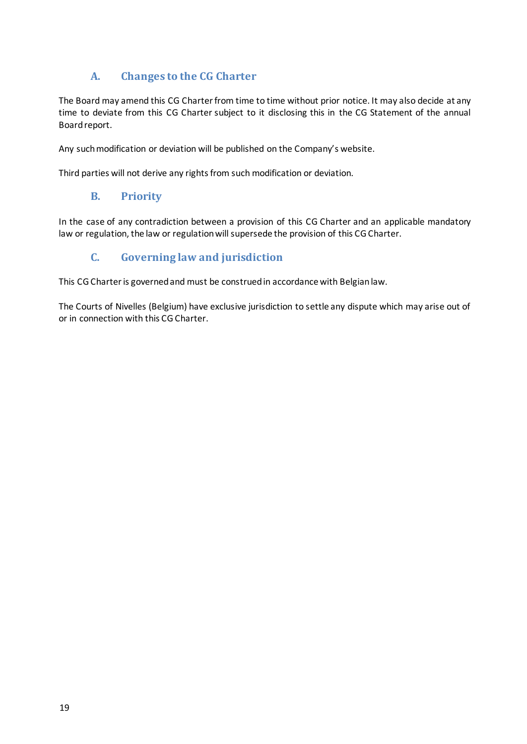## A. Changes to the CG Charter

The Board may amend this CG Charter from time to time without prior notice. It may also decide at any time to deviate from this CG Charter subject to it disclosing this in the CG Statement of the annual Board report.

Any such modification or deviation will be published on the Company's website.

Third parties will not derive any rights from such modification or deviation.

## B. Priority

In the case of any contradiction between a provision of this CG Charter and an applicable mandatory law or regulation, the law or regulation will supersede the provision of this CG Charter.

## C. Governing law and jurisdiction

This CG Charter is governed and must be construed in accordance with Belgian law.

The Courts of Nivelles (Belgium) have exclusive jurisdiction to settle any dispute which may arise out of or in connection with this CG Charter.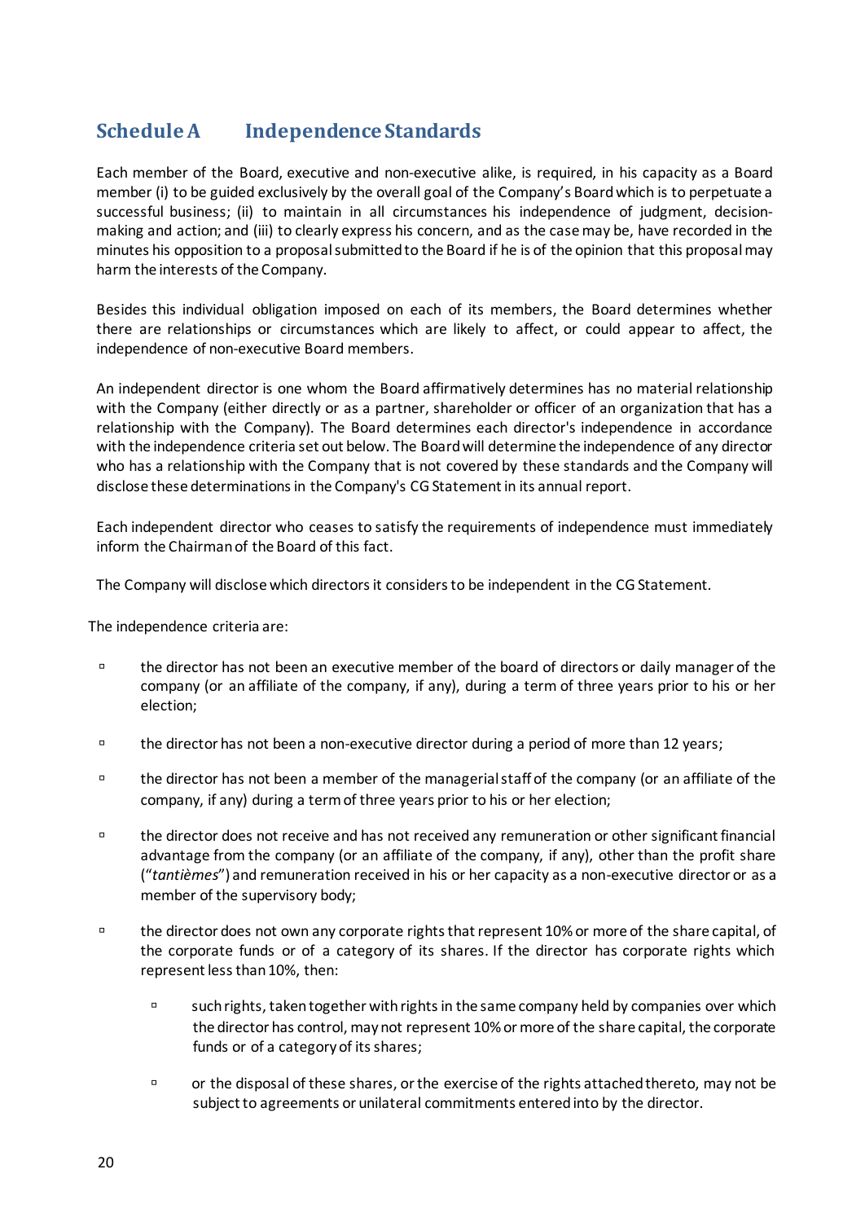## Schedule A Independence Standards

Each member of the Board, executive and non-executive alike, is required, in his capacity as a Board member (i) to be guided exclusively by the overall goal of the Company's Board which is to perpetuate a successful business; (ii) to maintain in all circumstances his independence of judgment, decision-making and action; and (iii) to clearly express his concern, and as the case may be, have recorded in the minutes his opposition to a proposal submitted to the Board if he is of the opinion that this proposal may harm the interests of the Company.

Besides this individual obligation imposed on each of its members, the Board determines whether there are relationships or circumstances which are likely to affect, or could appear to affect, the independence of non-executive Board members.

An independent director is one whom the Board affirmatively determines has no material relationship with the Company (either directly or as a partner, shareholder or officer of an organization that has a relationship with the Company). The Board determines each director's independence in accordance with the independence criteria set out below. The Board will determine the independence of any director who has a relationship with the Company that is not covered by these standards and the Company will disclose these determinations in the Company's CG Statement in its annual report.

Each independent director who ceases to satisfy the requirements of independence must immediately inform the Chairman of the Board of this fact.

The Company will disclose which directors it considers to be independent in the CG Statement.

The independence criteria are:

- the director has not been an executive member of the board of directors or daily manager of the company (or an affiliate of the company, if any), during a term of three years prior to his or her election;
- the director has not been a non-executive director during a period of more than 12 years;
- the director has not been a member of the managerial staff of the company (or an affiliate of the company, if any) during a term of three years prior to his or her election;
- the director does not receive and has not received any remuneration or other significant financial advantage from the company (or an affiliate of the company, if any), other than the profit share ("*tantièmes*") and remuneration received in his or her capacity as a non-executive director or as a member of the supervisory body;
- the director does not own any corporate rights that represent 10% or more of the share capital, of the corporate funds or of a category of its shares. If the director has corporate rights which represent less than 10%, then:
  - such rights, taken together with rights in the same company held by companies over which the director has control, may not represent 10% or more of the share capital, the corporate funds or of a category of its shares;
  - or the disposal of these shares, or the exercise of the rights attached thereto, may not be subject to agreements or unilateral commitments entered into by the director.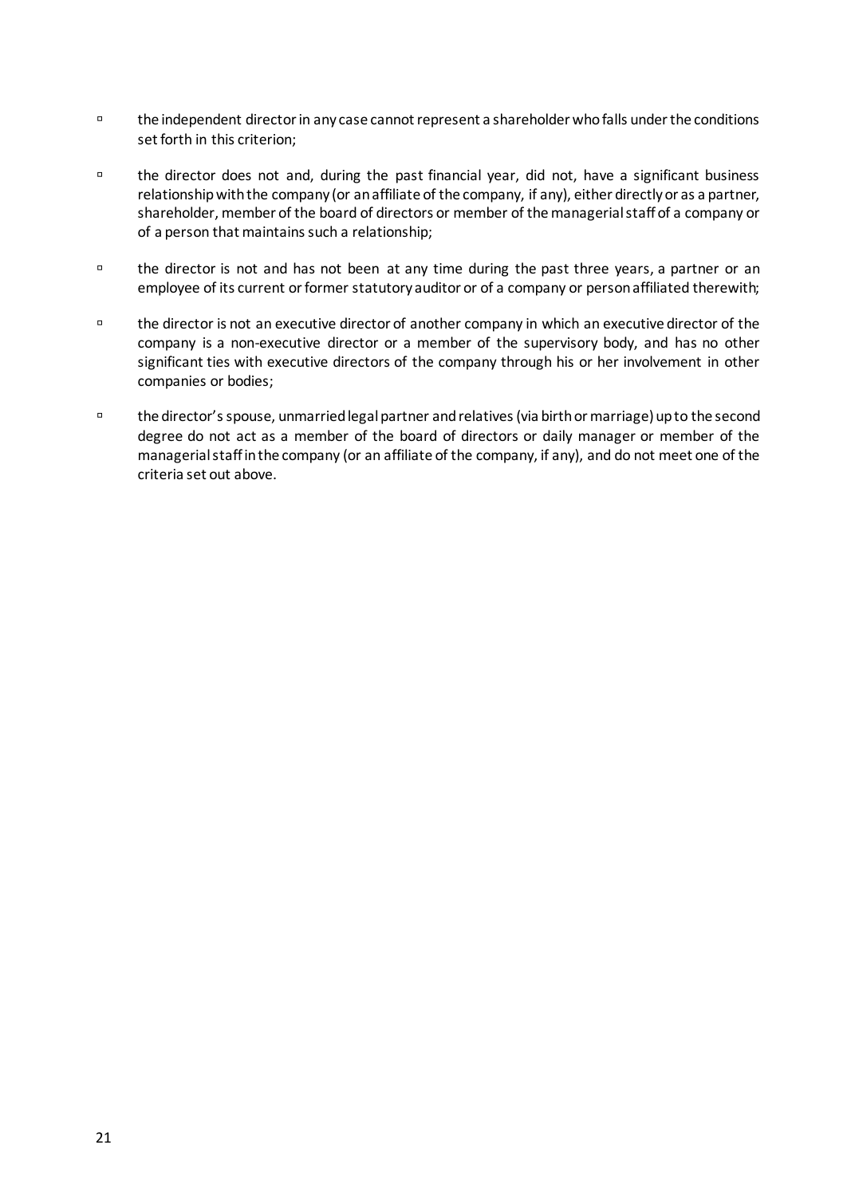- the independent director in any case cannot represent a shareholder who falls under the conditions set forth in this criterion;
- the director does not and, during the past financial year, did not, have a significant business relationship with the company (or an affiliate of the company, if any), either directly or as a partner, shareholder, member of the board of directors or member of the managerial staff of a company or of a person that maintains such a relationship;
- the director is not and has not been at any time during the past three years, a partner or an employee of its current or former statutory auditor or of a company or person affiliated therewith;
- the director is not an executive director of another company in which an executive director of the company is a non-executive director or a member of the supervisory body, and has no other significant ties with executive directors of the company through his or her involvement in other companies or bodies;
- the director's spouse, unmarried legal partner and relatives (via birth or marriage) up to the second degree do not act as a member of the board of directors or daily manager or member of the managerial staff in the company (or an affiliate of the company, if any), and do not meet one of the criteria set out above.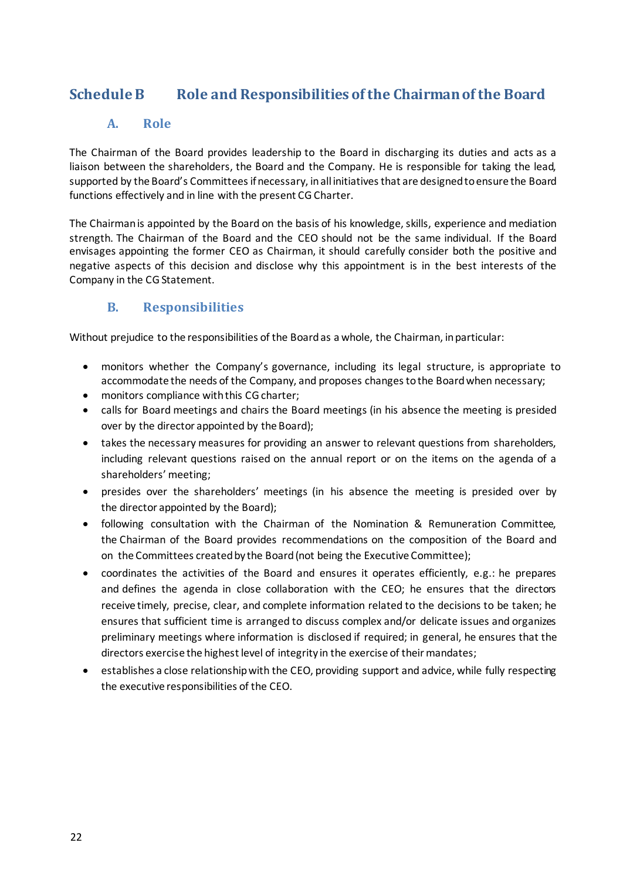# Schedule B Role and Responsibilities of the Chairman of the Board

## A. Role

The Chairman of the Board provides leadership to the Board in discharging its duties and acts as a liaison between the shareholders, the Board and the Company. He is responsible for taking the lead, supported by the Board's Committees if necessary, in all initiatives that are designed to ensure the Board functions effectively and in line with the present CG Charter.

The Chairman is appointed by the Board on the basis of his knowledge, skills, experience and mediation strength. The Chairman of the Board and the CEO should not be the same individual. If the Board envisages appointing the former CEO as Chairman, it should carefully consider both the positive and negative aspects of this decision and disclose why this appointment is in the best interests of the Company in the CG Statement.

## B. Responsibilities

Without prejudice to the responsibilities of the Board as a whole, the Chairman, in particular:

- monitors whether the Company's governance, including its legal structure, is appropriate to accommodate the needs of the Company, and proposes changes to the Board when necessary;
- monitors compliance with this CG charter;
- calls for Board meetings and chairs the Board meetings (in his absence the meeting is presided over by the director appointed by the Board);
- takes the necessary measures for providing an answer to relevant questions from shareholders, including relevant questions raised on the annual report or on the items on the agenda of a shareholders' meeting;
- presides over the shareholders' meetings (in his absence the meeting is presided over by the director appointed by the Board);
- following consultation with the Chairman of the Nomination & Remuneration Committee, the Chairman of the Board provides recommendations on the composition of the Board and on the Committees created by the Board (not being the Executive Committee);
- coordinates the activities of the Board and ensures it operates efficiently, e.g.: he prepares and defines the agenda in close collaboration with the CEO; he ensures that the directors receive timely, precise, clear, and complete information related to the decisions to be taken; he ensures that sufficient time is arranged to discuss complex and/or delicate issues and organizes preliminary meetings where information is disclosed if required; in general, he ensures that the directors exercise the highest level of integrity in the exercise of their mandates;
- establishes a close relationship with the CEO, providing support and advice, while fully respecting the executive responsibilities of the CEO.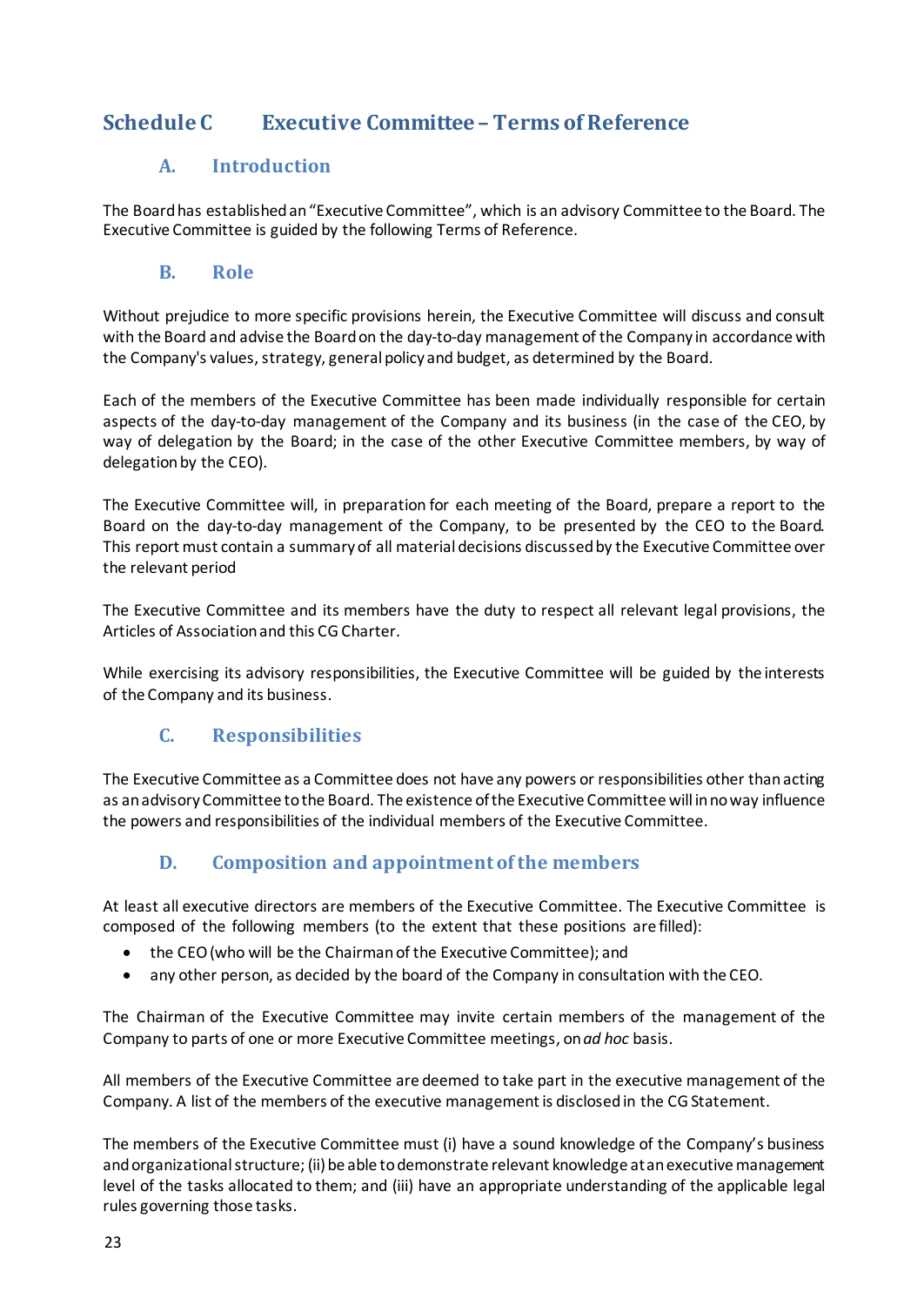# Schedule C Executive Committee – Terms of Reference

## A. Introduction

The Board has established an "Executive Committee", which is an advisory Committee to the Board. The Executive Committee is guided by the following Terms of Reference.

## B. Role

Without prejudice to more specific provisions herein, the Executive Committee will discuss and consult with the Board and advise the Board on the day-to-day management of the Company in accordance with the Company's values, strategy, general policy and budget, as determined by the Board.

Each of the members of the Executive Committee has been made individually responsible for certain aspects of the day-to-day management of the Company and its business (in the case of the CEO, by way of delegation by the Board; in the case of the other Executive Committee members, by way of delegation by the CEO).

The Executive Committee will, in preparation for each meeting of the Board, prepare a report to the Board on the day-to-day management of the Company, to be presented by the CEO to the Board. This report must contain a summary of all material decisions discussed by the Executive Committee over the relevant period

The Executive Committee and its members have the duty to respect all relevant legal provisions, the Articles of Association and this CG Charter.

While exercising its advisory responsibilities, the Executive Committee will be guided by the interests of the Company and its business.

## C. Responsibilities

The Executive Committee as a Committee does not have any powers or responsibilities other than acting as an advisory Committee to the Board. The existence of the Executive Committee will in no way influence the powers and responsibilities of the individual members of the Executive Committee.

## D. Composition and appointment of the members

At least all executive directors are members of the Executive Committee. The Executive Committee is composed of the following members (to the extent that these positions are filled):

- the CEO (who will be the Chairman of the Executive Committee); and
- any other person, as decided by the board of the Company in consultation with the CEO.

The Chairman of the Executive Committee may invite certain members of the management of the Company to parts of one or more Executive Committee meetings, on *ad hoc* basis.

All members of the Executive Committee are deemed to take part in the executive management of the Company. A list of the members of the executive management is disclosed in the CG Statement.

The members of the Executive Committee must (i) have a sound knowledge of the Company's business and organizational structure; (ii) be able to demonstrate relevant knowledge at an executive management level of the tasks allocated to them; and (iii) have an appropriate understanding of the applicable legal rules governing those tasks.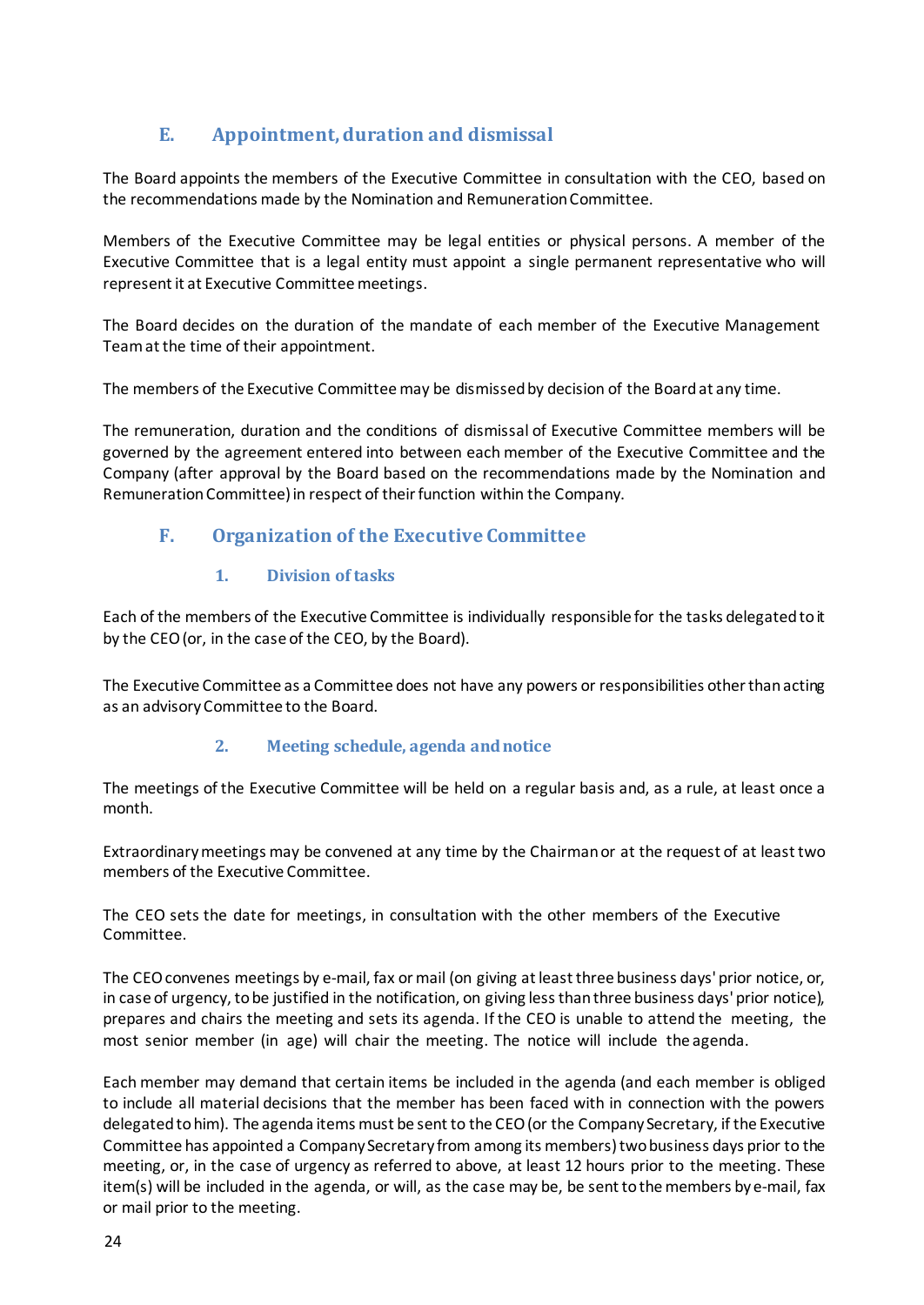## E. Appointment, duration and dismissal

The Board appoints the members of the Executive Committee in consultation with the CEO, based on the recommendations made by the Nomination and Remuneration Committee.

Members of the Executive Committee may be legal entities or physical persons. A member of the Executive Committee that is a legal entity must appoint a single permanent representative who will represent it at Executive Committee meetings.

The Board decides on the duration of the mandate of each member of the Executive Management Team at the time of their appointment.

The members of the Executive Committee may be dismissed by decision of the Board at any time.

The remuneration, duration and the conditions of dismissal of Executive Committee members will be governed by the agreement entered into between each member of the Executive Committee and the Company (after approval by the Board based on the recommendations made by the Nomination and Remuneration Committee) in respect of their function within the Company.

## F. Organization of the Executive Committee

### 1. Division of tasks

Each of the members of the Executive Committee is individually responsible for the tasks delegated to it by the CEO (or, in the case of the CEO, by the Board).

The Executive Committee as a Committee does not have any powers or responsibilities other than acting as an advisory Committee to the Board.

### 2. Meeting schedule, agenda and notice

The meetings of the Executive Committee will be held on a regular basis and, as a rule, at least once a month.

Extraordinary meetings may be convened at any time by the Chairman or at the request of at least two members of the Executive Committee.

The CEO sets the date for meetings, in consultation with the other members of the Executive Committee.

The CEO convenes meetings by e-mail, fax or mail (on giving at least three business days' prior notice, or, in case of urgency, to be justified in the notification, on giving less than three business days' prior notice), prepares and chairs the meeting and sets its agenda. If the CEO is unable to attend the meeting, the most senior member (in age) will chair the meeting. The notice will include the agenda.

Each member may demand that certain items be included in the agenda (and each member is obliged to include all material decisions that the member has been faced with in connection with the powers delegated to him). The agenda items must be sent to the CEO (or the Company Secretary, if the Executive Committee has appointed a Company Secretary from among its members) two business days prior to the meeting, or, in the case of urgency as referred to above, at least 12 hours prior to the meeting. These item(s) will be included in the agenda, or will, as the case may be, be sent to the members by e-mail, fax or mail prior to the meeting.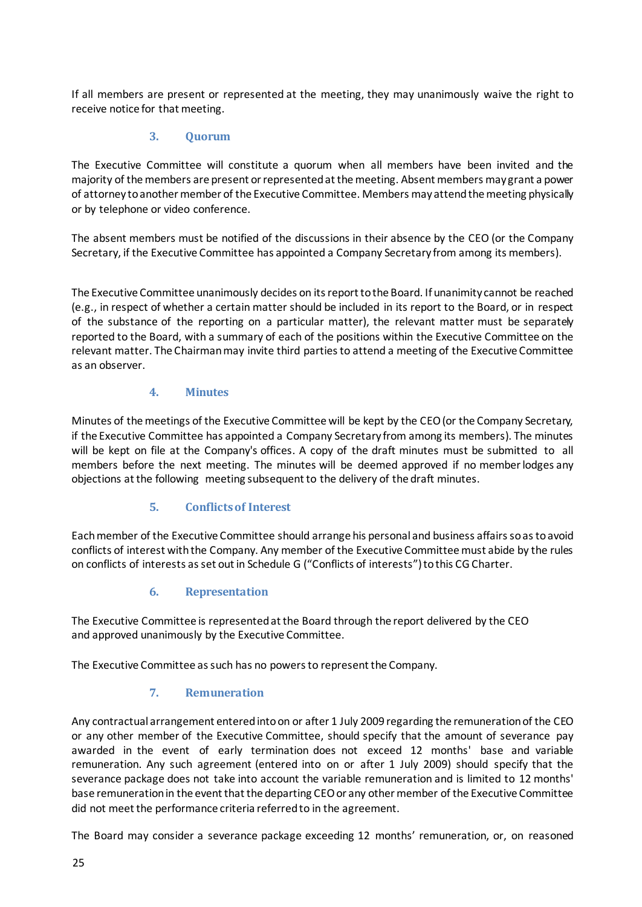If all members are present or represented at the meeting, they may unanimously waive the right to receive notice for that meeting.

### 3. Quorum

The Executive Committee will constitute a quorum when all members have been invited and the majority of the members are present or represented at the meeting. Absent members may grant a power of attorney to another member of the Executive Committee. Members may attend the meeting physically or by telephone or video conference.

The absent members must be notified of the discussions in their absence by the CEO (or the Company Secretary, if the Executive Committee has appointed a Company Secretary from among its members).

The Executive Committee unanimously decides on its report to the Board. If unanimity cannot be reached (e.g., in respect of whether a certain matter should be included in its report to the Board, or in respect of the substance of the reporting on a particular matter), the relevant matter must be separately reported to the Board, with a summary of each of the positions within the Executive Committee on the relevant matter. The Chairman may invite third parties to attend a meeting of the Executive Committee as an observer.

### 4. Minutes

Minutes of the meetings of the Executive Committee will be kept by the CEO (or the Company Secretary, if the Executive Committee has appointed a Company Secretary from among its members). The minutes will be kept on file at the Company's offices. A copy of the draft minutes must be submitted to all members before the next meeting. The minutes will be deemed approved if no member lodges any objections at the following meeting subsequent to the delivery of the draft minutes.

### 5. Conflicts of Interest

Each member of the Executive Committee should arrange his personal and business affairs so as to avoid conflicts of interest with the Company. Any member of the Executive Committee must abide by the rules on conflicts of interests as set out in Schedule G ("Conflicts of interests") to this CG Charter.

### 6. Representation

The Executive Committee is represented at the Board through the report delivered by the CEO and approved unanimously by the Executive Committee.

The Executive Committee as such has no powers to represent the Company.

### 7. Remuneration

Any contractual arrangement entered into on or after 1 July 2009 regarding the remuneration of the CEO or any other member of the Executive Committee, should specify that the amount of severance pay awarded in the event of early termination does not exceed 12 months' base and variable remuneration. Any such agreement (entered into on or after 1 July 2009) should specify that the severance package does not take into account the variable remuneration and is limited to 12 months' base remuneration in the event that the departing CEO or any other member of the Executive Committee did not meet the performance criteria referred to in the agreement.

The Board may consider a severance package exceeding 12 months' remuneration, or, on reasoned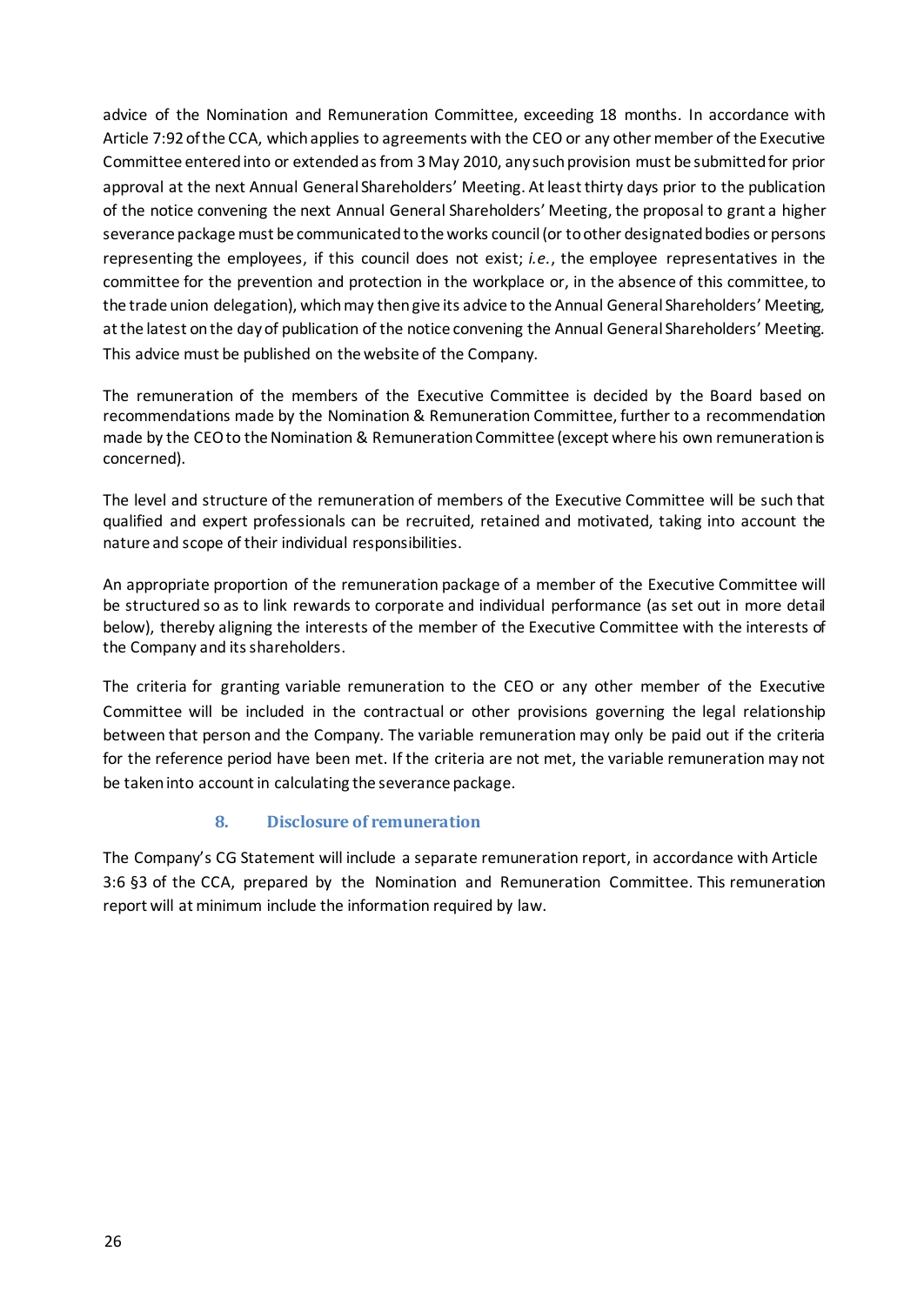advice of the Nomination and Remuneration Committee, exceeding 18 months. In accordance with Article 7:92 of the CCA, which applies to agreements with the CEO or any other member of the Executive Committee entered into or extended as from 3 May 2010, any such provision must be submitted for prior approval at the next Annual General Shareholders' Meeting. At least thirty days prior to the publication of the notice convening the next Annual General Shareholders' Meeting, the proposal to grant a higher severance package must be communicated to the works council (or to other designated bodies or persons representing the employees, if this council does not exist; *i.e.*, the employee representatives in the committee for the prevention and protection in the workplace or, in the absence of this committee, to the trade union delegation), which may then give its advice to the Annual General Shareholders' Meeting, at the latest on the day of publication of the notice convening the Annual General Shareholders' Meeting. This advice must be published on the website of the Company.

The remuneration of the members of the Executive Committee is decided by the Board based on recommendations made by the Nomination & Remuneration Committee, further to a recommendation made by the CEO to the Nomination & Remuneration Committee (except where his own remuneration is concerned).

The level and structure of the remuneration of members of the Executive Committee will be such that qualified and expert professionals can be recruited, retained and motivated, taking into account the nature and scope of their individual responsibilities.

An appropriate proportion of the remuneration package of a member of the Executive Committee will be structured so as to link rewards to corporate and individual performance (as set out in more detail below), thereby aligning the interests of the member of the Executive Committee with the interests of the Company and its shareholders.

The criteria for granting variable remuneration to the CEO or any other member of the Executive Committee will be included in the contractual or other provisions governing the legal relationship between that person and the Company. The variable remuneration may only be paid out if the criteria for the reference period have been met. If the criteria are not met, the variable remuneration may not be taken into account in calculating the severance package.

### 8. Disclosure of remuneration

The Company's CG Statement will include a separate remuneration report, in accordance with Article 3:6 §3 of the CCA, prepared by the Nomination and Remuneration Committee. This remuneration report will at minimum include the information required by law.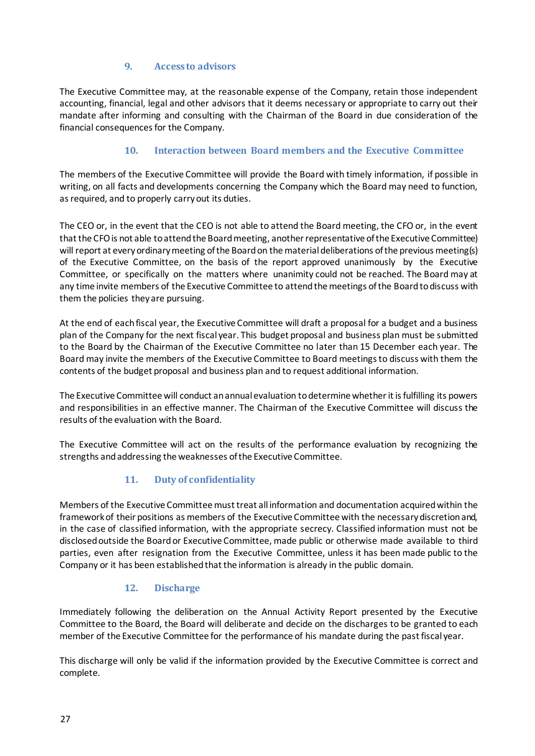## 9. Access to advisors

The Executive Committee may, at the reasonable expense of the Company, retain those independent accounting, financial, legal and other advisors that it deems necessary or appropriate to carry out their mandate after informing and consulting with the Chairman of the Board in due consideration of the financial consequences for the Company.

## 10. Interaction between Board members and the Executive Committee

The members of the Executive Committee will provide the Board with timely information, if possible in writing, on all facts and developments concerning the Company which the Board may need to function, as required, and to properly carry out its duties.

The CEO or, in the event that the CEO is not able to attend the Board meeting, the CFO or, in the event that the CFO is not able to attend the Board meeting, another representative of the Executive Committee) will report at every ordinary meeting of the Board on the material deliberations of the previous meeting(s) of the Executive Committee, on the basis of the report approved unanimously by the Executive Committee, or specifically on the matters where unanimity could not be reached. The Board may at any time invite members of the Executive Committee to attend the meetings of the Board to discuss with them the policies they are pursuing.

At the end of each fiscal year, the Executive Committee will draft a proposal for a budget and a business plan of the Company for the next fiscal year. This budget proposal and business plan must be submitted to the Board by the Chairman of the Executive Committee no later than 15 December each year. The Board may invite the members of the Executive Committee to Board meetings to discuss with them the contents of the budget proposal and business plan and to request additional information.

The Executive Committee will conduct an annual evaluation to determine whether it is fulfilling its powers and responsibilities in an effective manner. The Chairman of the Executive Committee will discuss the results of the evaluation with the Board.

The Executive Committee will act on the results of the performance evaluation by recognizing the strengths and addressing the weaknesses of the Executive Committee.

## 11. Duty of confidentiality

Members of the Executive Committee must treat all information and documentation acquired within the framework of their positions as members of the Executive Committee with the necessary discretion and, in the case of classified information, with the appropriate secrecy. Classified information must not be disclosed outside the Board or Executive Committee, made public or otherwise made available to third parties, even after resignation from the Executive Committee, unless it has been made public to the Company or it has been established that the information is already in the public domain.

## 12. Discharge

Immediately following the deliberation on the Annual Activity Report presented by the Executive Committee to the Board, the Board will deliberate and decide on the discharges to be granted to each member of the Executive Committee for the performance of his mandate during the past fiscal year.

This discharge will only be valid if the information provided by the Executive Committee is correct and complete.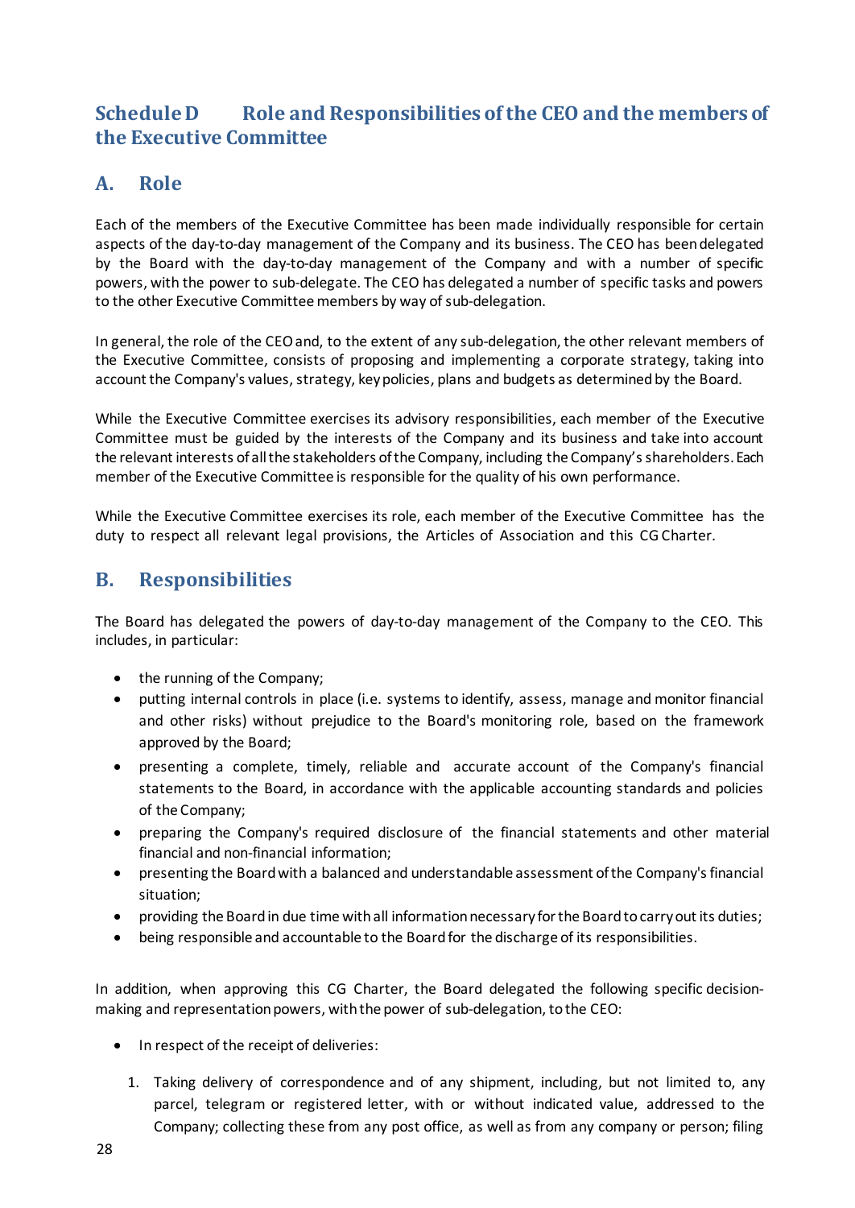## Schedule D Role and Responsibilities of the CEO and the members of the Executive Committee

### A. Role

Each of the members of the Executive Committee has been made individually responsible for certain aspects of the day-to-day management of the Company and its business. The CEO has been delegated by the Board with the day-to-day management of the Company and with a number of specific powers, with the power to sub-delegate. The CEO has delegated a number of specific tasks and powers to the other Executive Committee members by way of sub-delegation.

In general, the role of the CEO and, to the extent of any sub-delegation, the other relevant members of the Executive Committee, consists of proposing and implementing a corporate strategy, taking into account the Company's values, strategy, key policies, plans and budgets as determined by the Board.

While the Executive Committee exercises its advisory responsibilities, each member of the Executive Committee must be guided by the interests of the Company and its business and take into account the relevant interests of all the stakeholders of the Company, including the Company's shareholders. Each member of the Executive Committee is responsible for the quality of his own performance.

While the Executive Committee exercises its role, each member of the Executive Committee has the duty to respect all relevant legal provisions, the Articles of Association and this CG Charter.

### B. Responsibilities

The Board has delegated the powers of day-to-day management of the Company to the CEO. This includes, in particular:

- the running of the Company;
- putting internal controls in place (i.e. systems to identify, assess, manage and monitor financial and other risks) without prejudice to the Board's monitoring role, based on the framework approved by the Board;
- presenting a complete, timely, reliable and accurate account of the Company's financial statements to the Board, in accordance with the applicable accounting standards and policies of the Company;
- preparing the Company's required disclosure of the financial statements and other material financial and non-financial information;
- presenting the Board with a balanced and understandable assessment of the Company's financial situation;
- providing the Board in due time with all information necessary for the Board to carry out its duties;
- being responsible and accountable to the Board for the discharge of its responsibilities.

In addition, when approving this CG Charter, the Board delegated the following specific decision-making and representation powers, with the power of sub-delegation, to the CEO:

- In respect of the receipt of deliveries:

  1. Taking delivery of correspondence and of any shipment, including, but not limited to, any parcel, telegram or registered letter, with or without indicated value, addressed to the Company; collecting these from any post office, as well as from any company or person; filing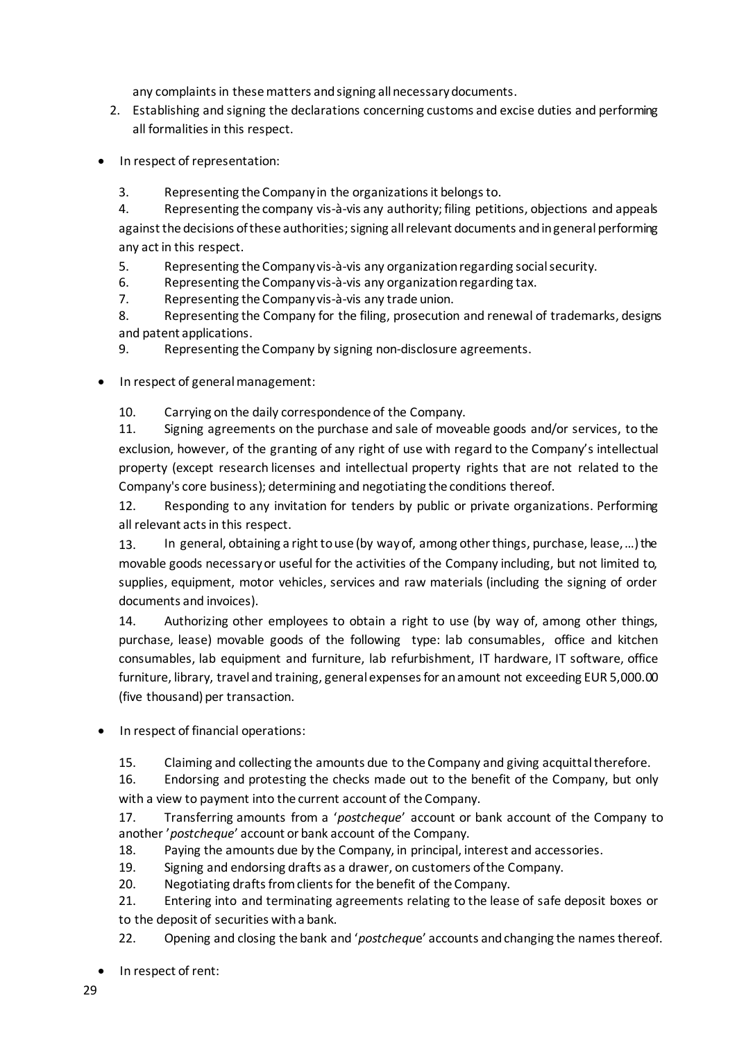any complaints in these matters and signing all necessary documents.

2. Establishing and signing the declarations concerning customs and excise duties and performing all formalities in this respect.

- In respect of representation:

3. Representing the Company in the organizations it belongs to.
4. Representing the company vis-à-vis any authority; filing petitions, objections and appeals against the decisions of these authorities; signing all relevant documents and in general performing any act in this respect.
5. Representing the Company vis-à-vis any organization regarding social security.
6. Representing the Company vis-à-vis any organization regarding tax.
7. Representing the Company vis-à-vis any trade union.
8. Representing the Company for the filing, prosecution and renewal of trademarks, designs and patent applications.
9. Representing the Company by signing non-disclosure agreements.

- In respect of general management:

10. Carrying on the daily correspondence of the Company.
11. Signing agreements on the purchase and sale of moveable goods and/or services, to the exclusion, however, of the granting of any right of use with regard to the Company's intellectual property (except research licenses and intellectual property rights that are not related to the Company's core business); determining and negotiating the conditions thereof.
12. Responding to any invitation for tenders by public or private organizations. Performing all relevant acts in this respect.
13. In general, obtaining a right to use (by way of, among other things, purchase, lease, …) the movable goods necessary or useful for the activities of the Company including, but not limited to, supplies, equipment, motor vehicles, services and raw materials (including the signing of order documents and invoices).
14. Authorizing other employees to obtain a right to use (by way of, among other things, purchase, lease) movable goods of the following type: lab consumables, office and kitchen consumables, lab equipment and furniture, lab refurbishment, IT hardware, IT software, office furniture, library, travel and training, general expenses for an amount not exceeding EUR 5,000.00 (five thousand) per transaction.

- In respect of financial operations:

15. Claiming and collecting the amounts due to the Company and giving acquittal therefore.
16. Endorsing and protesting the checks made out to the benefit of the Company, but only with a view to payment into the current account of the Company.
17. Transferring amounts from a '*postcheque*' account or bank account of the Company to another '*postcheque*' account or bank account of the Company.
18. Paying the amounts due by the Company, in principal, interest and accessories.
19. Signing and endorsing drafts as a drawer, on customers of the Company.
20. Negotiating drafts from clients for the benefit of the Company.
21. Entering into and terminating agreements relating to the lease of safe deposit boxes or to the deposit of securities with a bank.
22. Opening and closing the bank and '*postcheque*' accounts and changing the names thereof.

- In respect of rent: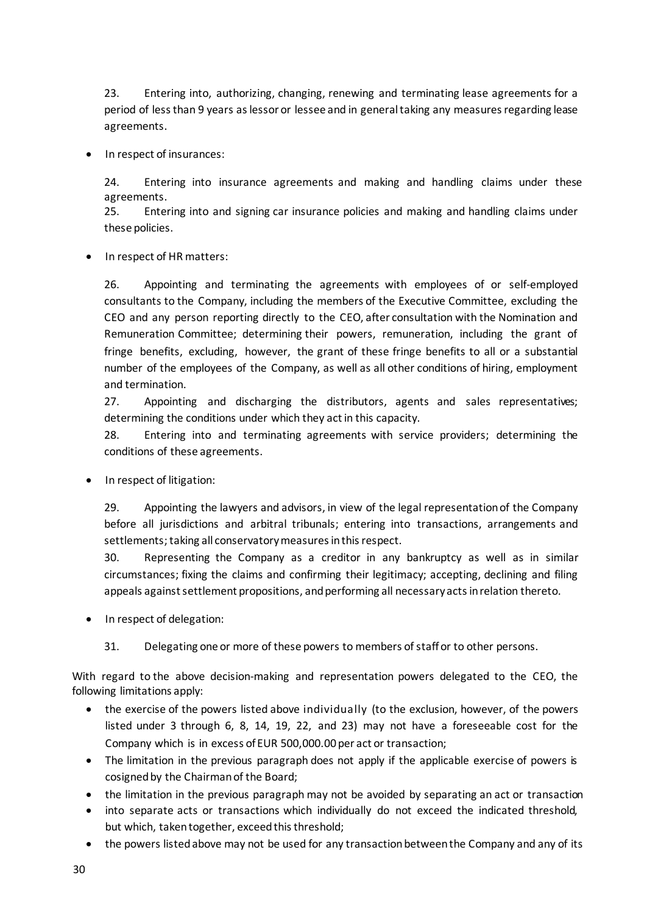23. Entering into, authorizing, changing, renewing and terminating lease agreements for a period of less than 9 years as lessor or lessee and in general taking any measures regarding lease agreements.

- In respect of insurances:

24. Entering into insurance agreements and making and handling claims under these agreements.
25. Entering into and signing car insurance policies and making and handling claims under these policies.

- In respect of HR matters:

26. Appointing and terminating the agreements with employees of or self-employed consultants to the Company, including the members of the Executive Committee, excluding the CEO and any person reporting directly to the CEO, after consultation with the Nomination and Remuneration Committee; determining their powers, remuneration, including the grant of fringe benefits, excluding, however, the grant of these fringe benefits to all or a substantial number of the employees of the Company, as well as all other conditions of hiring, employment and termination.
27. Appointing and discharging the distributors, agents and sales representatives; determining the conditions under which they act in this capacity.
28. Entering into and terminating agreements with service providers; determining the conditions of these agreements.

- In respect of litigation:

29. Appointing the lawyers and advisors, in view of the legal representation of the Company before all jurisdictions and arbitral tribunals; entering into transactions, arrangements and settlements; taking all conservatory measures in this respect.
30. Representing the Company as a creditor in any bankruptcy as well as in similar circumstances; fixing the claims and confirming their legitimacy; accepting, declining and filing appeals against settlement propositions, and performing all necessary acts in relation thereto.

- In respect of delegation:

31. Delegating one or more of these powers to members of staff or to other persons.

With regard to the above decision-making and representation powers delegated to the CEO, the following limitations apply:

- the exercise of the powers listed above individually (to the exclusion, however, of the powers listed under 3 through 6, 8, 14, 19, 22, and 23) may not have a foreseeable cost for the Company which is in excess of EUR 500,000.00 per act or transaction;
- The limitation in the previous paragraph does not apply if the applicable exercise of powers is cosigned by the Chairman of the Board;
- the limitation in the previous paragraph may not be avoided by separating an act or transaction
- into separate acts or transactions which individually do not exceed the indicated threshold, but which, taken together, exceed this threshold;
- the powers listed above may not be used for any transaction between the Company and any of its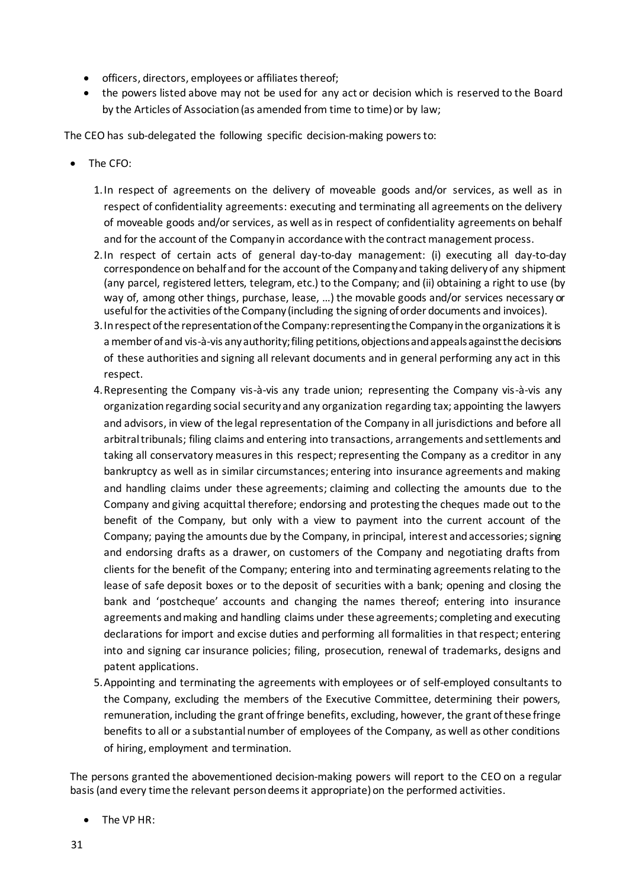- officers, directors, employees or affiliates thereof;
- the powers listed above may not be used for any act or decision which is reserved to the Board by the Articles of Association (as amended from time to time) or by law;

The CEO has sub-delegated the following specific decision-making powers to:

- The CFO:

  1. In respect of agreements on the delivery of moveable goods and/or services, as well as in respect of confidentiality agreements: executing and terminating all agreements on the delivery of moveable goods and/or services, as well as in respect of confidentiality agreements on behalf and for the account of the Company in accordance with the contract management process.
  2. In respect of certain acts of general day-to-day management: (i) executing all day-to-day correspondence on behalf and for the account of the Company and taking delivery of any shipment (any parcel, registered letters, telegram, etc.) to the Company; and (ii) obtaining a right to use (by way of, among other things, purchase, lease, …) the movable goods and/or services necessary or useful for the activities of the Company (including the signing of order documents and invoices).
  3. In respect of the representation of the Company: representing the Company in the organizations it is a member of and vis-à-vis any authority; filing petitions, objections and appeals against the decisions of these authorities and signing all relevant documents and in general performing any act in this respect.
  4. Representing the Company vis-à-vis any trade union; representing the Company vis-à-vis any organization regarding social security and any organization regarding tax; appointing the lawyers and advisors, in view of the legal representation of the Company in all jurisdictions and before all arbitral tribunals; filing claims and entering into transactions, arrangements and settlements and taking all conservatory measures in this respect; representing the Company as a creditor in any bankruptcy as well as in similar circumstances; entering into insurance agreements and making and handling claims under these agreements; claiming and collecting the amounts due to the Company and giving acquittal therefore; endorsing and protesting the cheques made out to the benefit of the Company, but only with a view to payment into the current account of the Company; paying the amounts due by the Company, in principal, interest and accessories; signing and endorsing drafts as a drawer, on customers of the Company and negotiating drafts from clients for the benefit of the Company; entering into and terminating agreements relating to the lease of safe deposit boxes or to the deposit of securities with a bank; opening and closing the bank and 'postcheque' accounts and changing the names thereof; entering into insurance agreements and making and handling claims under these agreements; completing and executing declarations for import and excise duties and performing all formalities in that respect; entering into and signing car insurance policies; filing, prosecution, renewal of trademarks, designs and patent applications.
  5. Appointing and terminating the agreements with employees or of self-employed consultants to the Company, excluding the members of the Executive Committee, determining their powers, remuneration, including the grant of fringe benefits, excluding, however, the grant of these fringe benefits to all or a substantial number of employees of the Company, as well as other conditions of hiring, employment and termination.

The persons granted the abovementioned decision-making powers will report to the CEO on a regular basis (and every time the relevant person deems it appropriate) on the performed activities.

- The VP HR: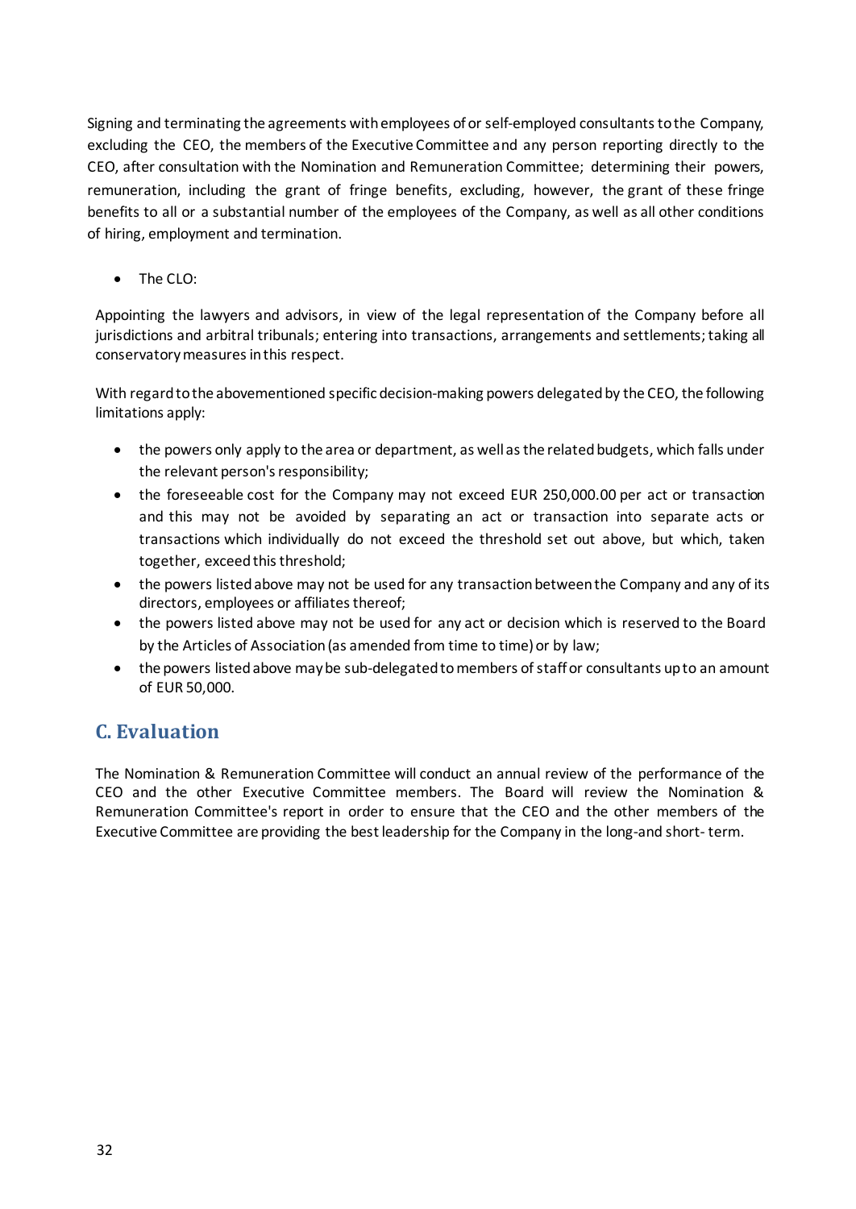Signing and terminating the agreements with employees of or self-employed consultants to the Company, excluding the CEO, the members of the Executive Committee and any person reporting directly to the CEO, after consultation with the Nomination and Remuneration Committee; determining their powers, remuneration, including the grant of fringe benefits, excluding, however, the grant of these fringe benefits to all or a substantial number of the employees of the Company, as well as all other conditions of hiring, employment and termination.

- The CLO:

Appointing the lawyers and advisors, in view of the legal representation of the Company before all jurisdictions and arbitral tribunals; entering into transactions, arrangements and settlements; taking all conservatory measures in this respect.

With regard to the abovementioned specific decision-making powers delegated by the CEO, the following limitations apply:

- the powers only apply to the area or department, as well as the related budgets, which falls under the relevant person's responsibility;
- the foreseeable cost for the Company may not exceed EUR 250,000.00 per act or transaction and this may not be avoided by separating an act or transaction into separate acts or transactions which individually do not exceed the threshold set out above, but which, taken together, exceed this threshold;
- the powers listed above may not be used for any transaction between the Company and any of its directors, employees or affiliates thereof;
- the powers listed above may not be used for any act or decision which is reserved to the Board by the Articles of Association (as amended from time to time) or by law;
- the powers listed above may be sub-delegated to members of staff or consultants up to an amount of EUR 50,000.

## C. Evaluation

The Nomination & Remuneration Committee will conduct an annual review of the performance of the CEO and the other Executive Committee members. The Board will review the Nomination & Remuneration Committee's report in order to ensure that the CEO and the other members of the Executive Committee are providing the best leadership for the Company in the long-and short- term.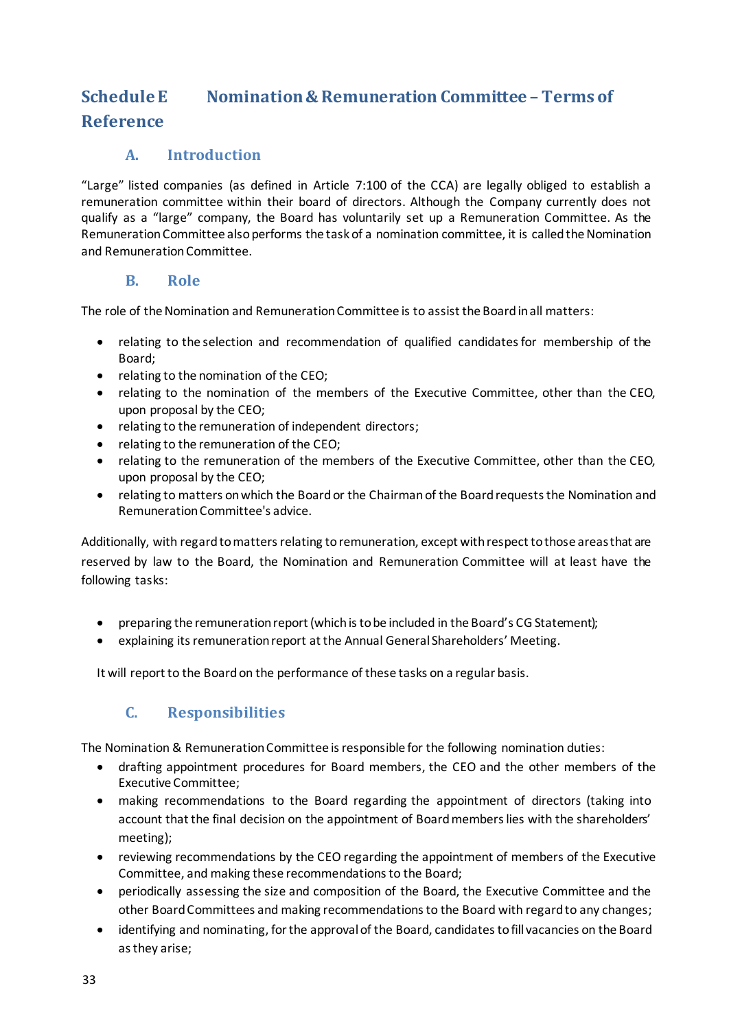# Schedule E Nomination & Remuneration Committee – Terms of Reference

## A. Introduction

"Large" listed companies (as defined in Article 7:100 of the CCA) are legally obliged to establish a remuneration committee within their board of directors. Although the Company currently does not qualify as a "large" company, the Board has voluntarily set up a Remuneration Committee. As the Remuneration Committee also performs the task of a nomination committee, it is called the Nomination and Remuneration Committee.

## B. Role

The role of the Nomination and Remuneration Committee is to assist the Board in all matters:

- relating to the selection and recommendation of qualified candidates for membership of the Board;
- relating to the nomination of the CEO;
- relating to the nomination of the members of the Executive Committee, other than the CEO, upon proposal by the CEO;
- relating to the remuneration of independent directors;
- relating to the remuneration of the CEO;
- relating to the remuneration of the members of the Executive Committee, other than the CEO, upon proposal by the CEO;
- relating to matters on which the Board or the Chairman of the Board requests the Nomination and Remuneration Committee's advice.

Additionally, with regard to matters relating to remuneration, except with respect to those areas that are reserved by law to the Board, the Nomination and Remuneration Committee will at least have the following tasks:

- preparing the remuneration report (which is to be included in the Board's CG Statement);
- explaining its remuneration report at the Annual General Shareholders' Meeting.

It will report to the Board on the performance of these tasks on a regular basis.

## C. Responsibilities

The Nomination & Remuneration Committee is responsible for the following nomination duties:

- drafting appointment procedures for Board members, the CEO and the other members of the Executive Committee;
- making recommendations to the Board regarding the appointment of directors (taking into account that the final decision on the appointment of Board members lies with the shareholders' meeting);
- reviewing recommendations by the CEO regarding the appointment of members of the Executive Committee, and making these recommendations to the Board;
- periodically assessing the size and composition of the Board, the Executive Committee and the other Board Committees and making recommendations to the Board with regard to any changes;
- identifying and nominating, for the approval of the Board, candidates to fill vacancies on the Board as they arise;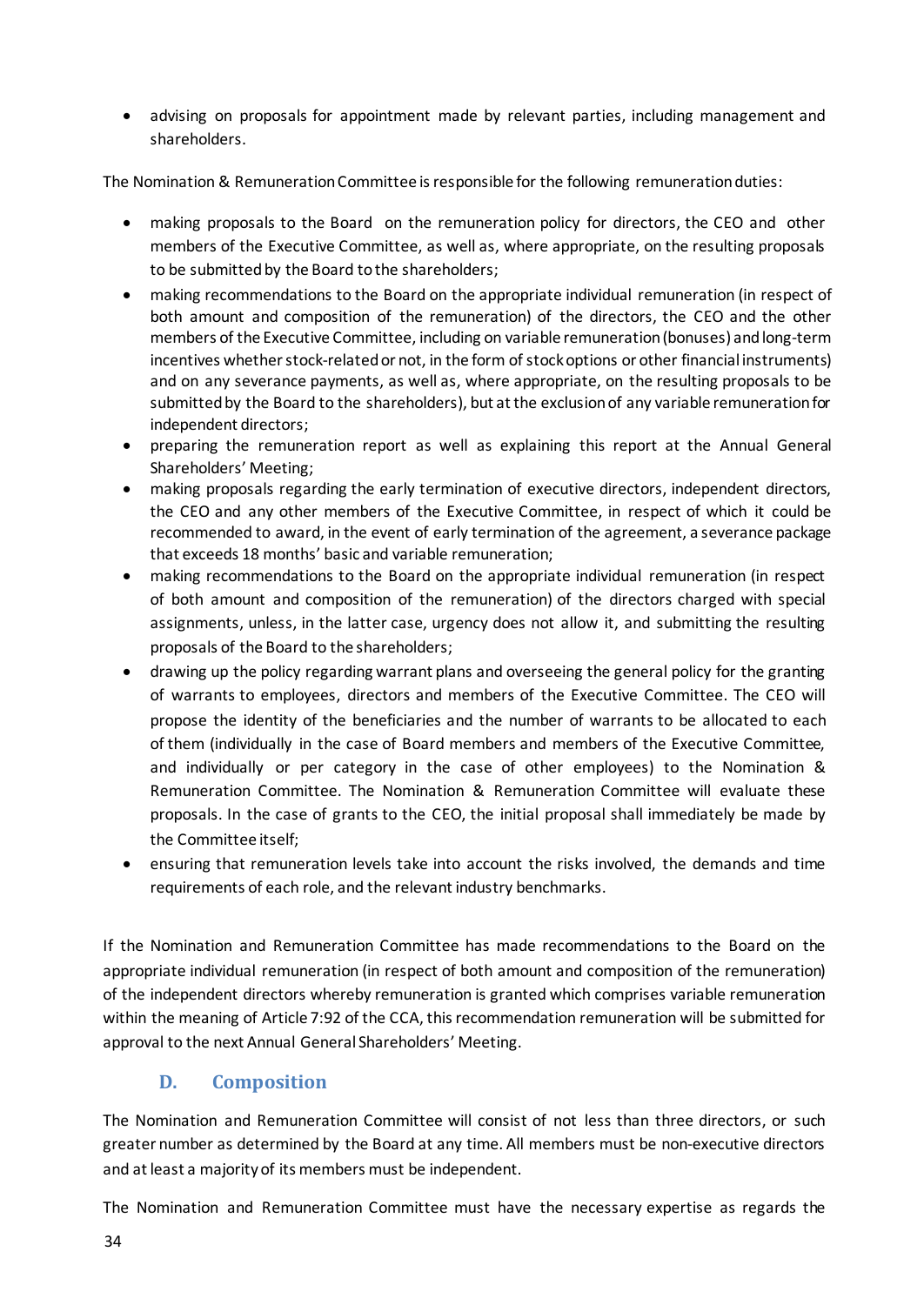- advising on proposals for appointment made by relevant parties, including management and shareholders.

The Nomination & Remuneration Committee is responsible for the following remuneration duties:

- making proposals to the Board on the remuneration policy for directors, the CEO and other members of the Executive Committee, as well as, where appropriate, on the resulting proposals to be submitted by the Board to the shareholders;
- making recommendations to the Board on the appropriate individual remuneration (in respect of both amount and composition of the remuneration) of the directors, the CEO and the other members of the Executive Committee, including on variable remuneration (bonuses) and long-term incentives whether stock-related or not, in the form of stock options or other financial instruments) and on any severance payments, as well as, where appropriate, on the resulting proposals to be submitted by the Board to the shareholders), but at the exclusion of any variable remuneration for independent directors;
- preparing the remuneration report as well as explaining this report at the Annual General Shareholders' Meeting;
- making proposals regarding the early termination of executive directors, independent directors, the CEO and any other members of the Executive Committee, in respect of which it could be recommended to award, in the event of early termination of the agreement, a severance package that exceeds 18 months' basic and variable remuneration;
- making recommendations to the Board on the appropriate individual remuneration (in respect of both amount and composition of the remuneration) of the directors charged with special assignments, unless, in the latter case, urgency does not allow it, and submitting the resulting proposals of the Board to the shareholders;
- drawing up the policy regarding warrant plans and overseeing the general policy for the granting of warrants to employees, directors and members of the Executive Committee. The CEO will propose the identity of the beneficiaries and the number of warrants to be allocated to each of them (individually in the case of Board members and members of the Executive Committee, and individually or per category in the case of other employees) to the Nomination & Remuneration Committee. The Nomination & Remuneration Committee will evaluate these proposals. In the case of grants to the CEO, the initial proposal shall immediately be made by the Committee itself;
- ensuring that remuneration levels take into account the risks involved, the demands and time requirements of each role, and the relevant industry benchmarks.

If the Nomination and Remuneration Committee has made recommendations to the Board on the appropriate individual remuneration (in respect of both amount and composition of the remuneration) of the independent directors whereby remuneration is granted which comprises variable remuneration within the meaning of Article 7:92 of the CCA, this recommendation remuneration will be submitted for approval to the next Annual General Shareholders' Meeting.

## D. Composition

The Nomination and Remuneration Committee will consist of not less than three directors, or such greater number as determined by the Board at any time. All members must be non-executive directors and at least a majority of its members must be independent.

The Nomination and Remuneration Committee must have the necessary expertise as regards the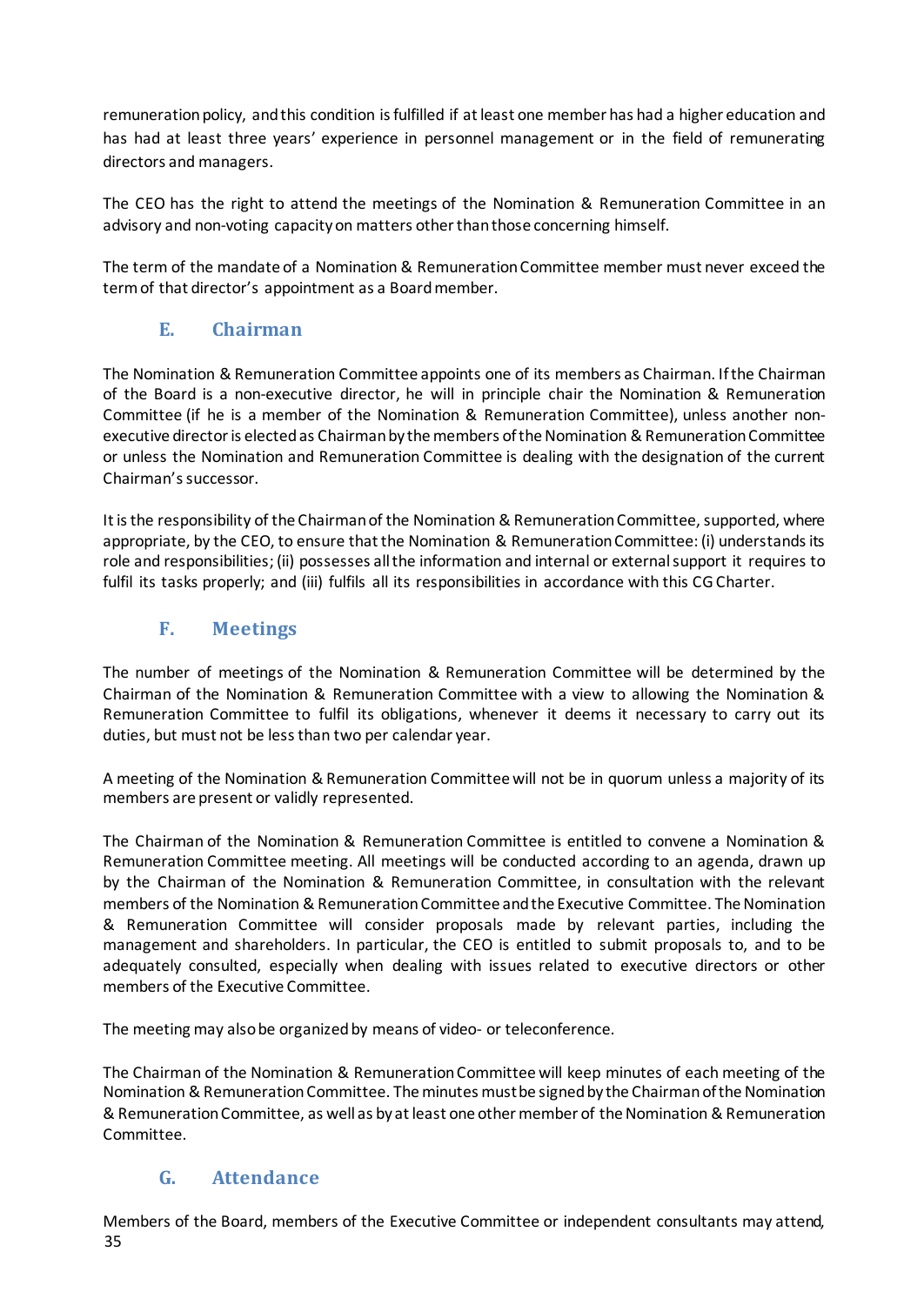remuneration policy, and this condition is fulfilled if at least one member has had a higher education and has had at least three years' experience in personnel management or in the field of remunerating directors and managers.

The CEO has the right to attend the meetings of the Nomination & Remuneration Committee in an advisory and non-voting capacity on matters other than those concerning himself.

The term of the mandate of a Nomination & Remuneration Committee member must never exceed the term of that director's appointment as a Board member.

### E. Chairman

The Nomination & Remuneration Committee appoints one of its members as Chairman. If the Chairman of the Board is a non-executive director, he will in principle chair the Nomination & Remuneration Committee (if he is a member of the Nomination & Remuneration Committee), unless another non-executive director is elected as Chairman by the members of the Nomination & Remuneration Committee or unless the Nomination and Remuneration Committee is dealing with the designation of the current Chairman's successor.

It is the responsibility of the Chairman of the Nomination & Remuneration Committee, supported, where appropriate, by the CEO, to ensure that the Nomination & Remuneration Committee: (i) understands its role and responsibilities; (ii) possesses all the information and internal or external support it requires to fulfil its tasks properly; and (iii) fulfils all its responsibilities in accordance with this CG Charter.

### F. Meetings

The number of meetings of the Nomination & Remuneration Committee will be determined by the Chairman of the Nomination & Remuneration Committee with a view to allowing the Nomination & Remuneration Committee to fulfil its obligations, whenever it deems it necessary to carry out its duties, but must not be less than two per calendar year.

A meeting of the Nomination & Remuneration Committee will not be in quorum unless a majority of its members are present or validly represented.

The Chairman of the Nomination & Remuneration Committee is entitled to convene a Nomination & Remuneration Committee meeting. All meetings will be conducted according to an agenda, drawn up by the Chairman of the Nomination & Remuneration Committee, in consultation with the relevant members of the Nomination & Remuneration Committee and the Executive Committee. The Nomination & Remuneration Committee will consider proposals made by relevant parties, including the management and shareholders. In particular, the CEO is entitled to submit proposals to, and to be adequately consulted, especially when dealing with issues related to executive directors or other members of the Executive Committee.

The meeting may also be organized by means of video- or teleconference.

The Chairman of the Nomination & Remuneration Committee will keep minutes of each meeting of the Nomination & Remuneration Committee. The minutes must be signed by the Chairman of the Nomination & Remuneration Committee, as well as by at least one other member of the Nomination & Remuneration Committee.

### G. Attendance

Members of the Board, members of the Executive Committee or independent consultants may attend,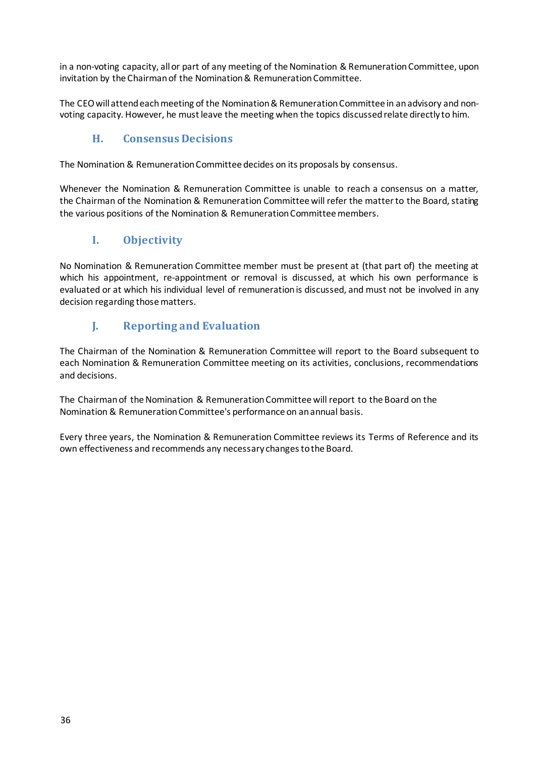in a non-voting capacity, all or part of any meeting of the Nomination & Remuneration Committee, upon invitation by the Chairman of the Nomination & Remuneration Committee.

The CEO will attend each meeting of the Nomination & Remuneration Committee in an advisory and non-voting capacity. However, he must leave the meeting when the topics discussed relate directly to him.

### H. Consensus Decisions

The Nomination & Remuneration Committee decides on its proposals by consensus.

Whenever the Nomination & Remuneration Committee is unable to reach a consensus on a matter, the Chairman of the Nomination & Remuneration Committee will refer the matter to the Board, stating the various positions of the Nomination & Remuneration Committee members.

### I. Objectivity

No Nomination & Remuneration Committee member must be present at (that part of) the meeting at which his appointment, re-appointment or removal is discussed, at which his own performance is evaluated or at which his individual level of remuneration is discussed, and must not be involved in any decision regarding those matters.

### J. Reporting and Evaluation

The Chairman of the Nomination & Remuneration Committee will report to the Board subsequent to each Nomination & Remuneration Committee meeting on its activities, conclusions, recommendations and decisions.

The Chairman of the Nomination & Remuneration Committee will report to the Board on the Nomination & Remuneration Committee's performance on an annual basis.

Every three years, the Nomination & Remuneration Committee reviews its Terms of Reference and its own effectiveness and recommends any necessary changes to the Board.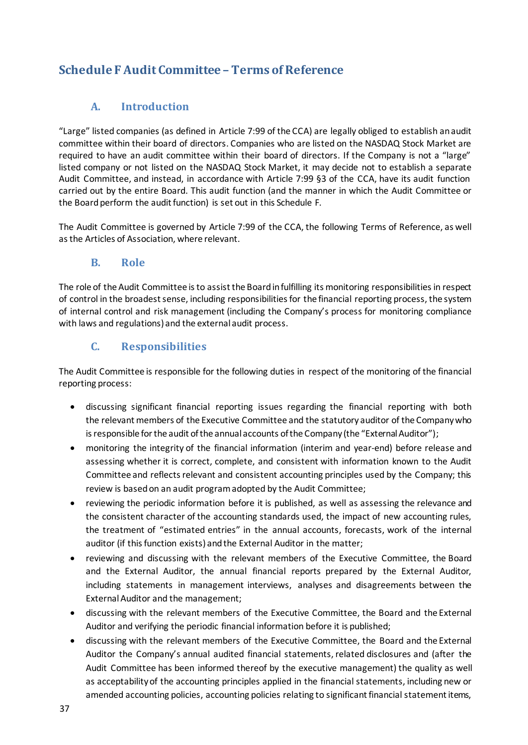# Schedule F Audit Committee – Terms of Reference

## A. Introduction

"Large" listed companies (as defined in Article 7:99 of the CCA) are legally obliged to establish an audit committee within their board of directors. Companies who are listed on the NASDAQ Stock Market are required to have an audit committee within their board of directors. If the Company is not a "large" listed company or not listed on the NASDAQ Stock Market, it may decide not to establish a separate Audit Committee, and instead, in accordance with Article 7:99 §3 of the CCA, have its audit function carried out by the entire Board. This audit function (and the manner in which the Audit Committee or the Board perform the audit function) is set out in this Schedule F.

The Audit Committee is governed by Article 7:99 of the CCA, the following Terms of Reference, as well as the Articles of Association, where relevant.

## B. Role

The role of the Audit Committee is to assist the Board in fulfilling its monitoring responsibilities in respect of control in the broadest sense, including responsibilities for the financial reporting process, the system of internal control and risk management (including the Company's process for monitoring compliance with laws and regulations) and the external audit process.

## C. Responsibilities

The Audit Committee is responsible for the following duties in respect of the monitoring of the financial reporting process:

- discussing significant financial reporting issues regarding the financial reporting with both the relevant members of the Executive Committee and the statutory auditor of the Company who is responsible for the audit of the annual accounts of the Company (the "External Auditor");
- monitoring the integrity of the financial information (interim and year-end) before release and assessing whether it is correct, complete, and consistent with information known to the Audit Committee and reflects relevant and consistent accounting principles used by the Company; this review is based on an audit program adopted by the Audit Committee;
- reviewing the periodic information before it is published, as well as assessing the relevance and the consistent character of the accounting standards used, the impact of new accounting rules, the treatment of "estimated entries" in the annual accounts, forecasts, work of the internal auditor (if this function exists) and the External Auditor in the matter;
- reviewing and discussing with the relevant members of the Executive Committee, the Board and the External Auditor, the annual financial reports prepared by the External Auditor, including statements in management interviews, analyses and disagreements between the External Auditor and the management;
- discussing with the relevant members of the Executive Committee, the Board and the External Auditor and verifying the periodic financial information before it is published;
- discussing with the relevant members of the Executive Committee, the Board and the External Auditor the Company's annual audited financial statements, related disclosures and (after the Audit Committee has been informed thereof by the executive management) the quality as well as acceptability of the accounting principles applied in the financial statements, including new or amended accounting policies, accounting policies relating to significant financial statement items,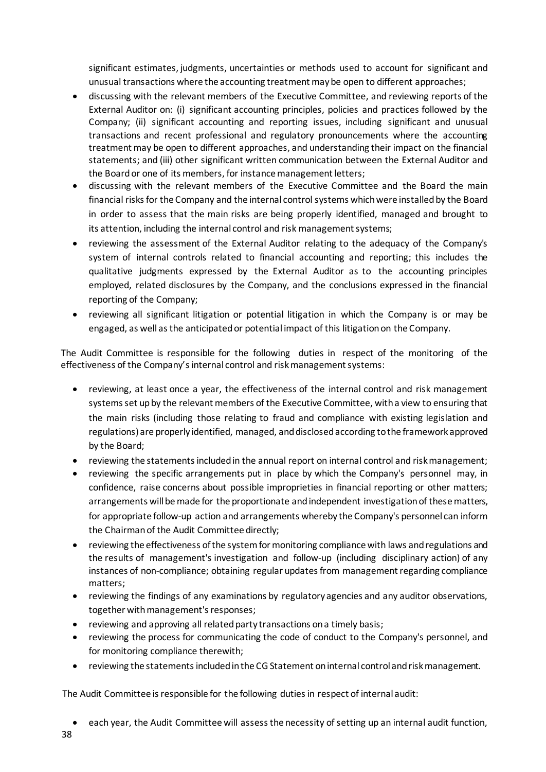significant estimates, judgments, uncertainties or methods used to account for significant and unusual transactions where the accounting treatment may be open to different approaches;

- discussing with the relevant members of the Executive Committee, and reviewing reports of the External Auditor on: (i) significant accounting principles, policies and practices followed by the Company; (ii) significant accounting and reporting issues, including significant and unusual transactions and recent professional and regulatory pronouncements where the accounting treatment may be open to different approaches, and understanding their impact on the financial statements; and (iii) other significant written communication between the External Auditor and the Board or one of its members, for instance management letters;
- discussing with the relevant members of the Executive Committee and the Board the main financial risks for the Company and the internal control systems which were installed by the Board in order to assess that the main risks are being properly identified, managed and brought to its attention, including the internal control and risk management systems;
- reviewing the assessment of the External Auditor relating to the adequacy of the Company's system of internal controls related to financial accounting and reporting; this includes the qualitative judgments expressed by the External Auditor as to the accounting principles employed, related disclosures by the Company, and the conclusions expressed in the financial reporting of the Company;
- reviewing all significant litigation or potential litigation in which the Company is or may be engaged, as well as the anticipated or potential impact of this litigation on the Company.

The Audit Committee is responsible for the following duties in respect of the monitoring of the effectiveness of the Company's internal control and risk management systems:

- reviewing, at least once a year, the effectiveness of the internal control and risk management systems set up by the relevant members of the Executive Committee, with a view to ensuring that the main risks (including those relating to fraud and compliance with existing legislation and regulations) are properly identified, managed, and disclosed according to the framework approved by the Board;
- reviewing the statements included in the annual report on internal control and risk management;
- reviewing the specific arrangements put in place by which the Company's personnel may, in confidence, raise concerns about possible improprieties in financial reporting or other matters; arrangements will be made for the proportionate and independent investigation of these matters, for appropriate follow-up action and arrangements whereby the Company's personnel can inform the Chairman of the Audit Committee directly;
- reviewing the effectiveness of the system for monitoring compliance with laws and regulations and the results of management's investigation and follow-up (including disciplinary action) of any instances of non-compliance; obtaining regular updates from management regarding compliance matters;
- reviewing the findings of any examinations by regulatory agencies and any auditor observations, together with management's responses;
- reviewing and approving all related party transactions on a timely basis;
- reviewing the process for communicating the code of conduct to the Company's personnel, and for monitoring compliance therewith;
- reviewing the statements included in the CG Statement on internal control and risk management.

The Audit Committee is responsible for the following duties in respect of internal audit:

- each year, the Audit Committee will assess the necessity of setting up an internal audit function,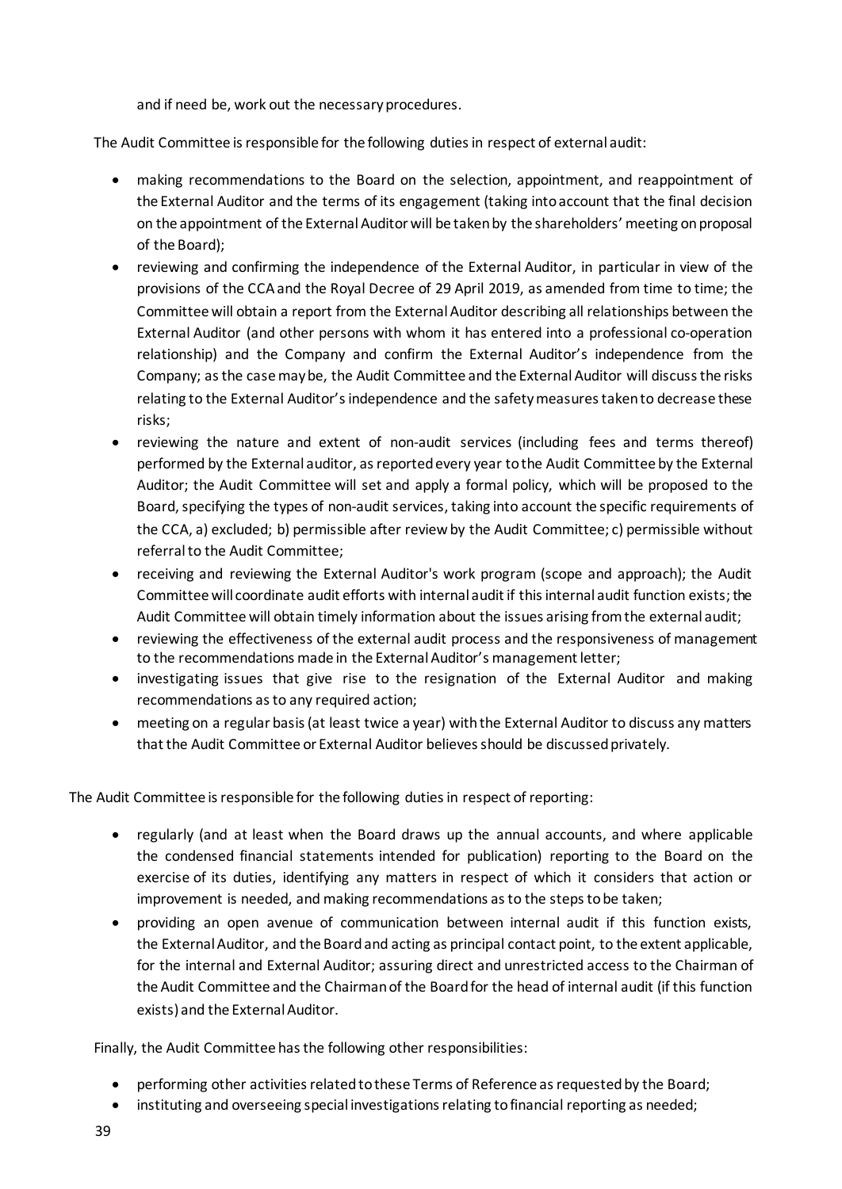and if need be, work out the necessary procedures.

The Audit Committee is responsible for the following duties in respect of external audit:

- making recommendations to the Board on the selection, appointment, and reappointment of the External Auditor and the terms of its engagement (taking into account that the final decision on the appointment of the External Auditor will be taken by the shareholders' meeting on proposal of the Board);
- reviewing and confirming the independence of the External Auditor, in particular in view of the provisions of the CCA and the Royal Decree of 29 April 2019, as amended from time to time; the Committee will obtain a report from the External Auditor describing all relationships between the External Auditor (and other persons with whom it has entered into a professional co-operation relationship) and the Company and confirm the External Auditor's independence from the Company; as the case may be, the Audit Committee and the External Auditor will discuss the risks relating to the External Auditor's independence and the safety measures taken to decrease these risks;
- reviewing the nature and extent of non-audit services (including fees and terms thereof) performed by the External auditor, as reported every year to the Audit Committee by the External Auditor; the Audit Committee will set and apply a formal policy, which will be proposed to the Board, specifying the types of non-audit services, taking into account the specific requirements of the CCA, a) excluded; b) permissible after review by the Audit Committee; c) permissible without referral to the Audit Committee;
- receiving and reviewing the External Auditor's work program (scope and approach); the Audit Committee will coordinate audit efforts with internal audit if this internal audit function exists; the Audit Committee will obtain timely information about the issues arising from the external audit;
- reviewing the effectiveness of the external audit process and the responsiveness of management to the recommendations made in the External Auditor's management letter;
- investigating issues that give rise to the resignation of the External Auditor and making recommendations as to any required action;
- meeting on a regular basis (at least twice a year) with the External Auditor to discuss any matters that the Audit Committee or External Auditor believes should be discussed privately.

The Audit Committee is responsible for the following duties in respect of reporting:

- regularly (and at least when the Board draws up the annual accounts, and where applicable the condensed financial statements intended for publication) reporting to the Board on the exercise of its duties, identifying any matters in respect of which it considers that action or improvement is needed, and making recommendations as to the steps to be taken;
- providing an open avenue of communication between internal audit if this function exists, the External Auditor, and the Board and acting as principal contact point, to the extent applicable, for the internal and External Auditor; assuring direct and unrestricted access to the Chairman of the Audit Committee and the Chairman of the Board for the head of internal audit (if this function exists) and the External Auditor.

Finally, the Audit Committee has the following other responsibilities:

- performing other activities related to these Terms of Reference as requested by the Board;
- instituting and overseeing special investigations relating to financial reporting as needed;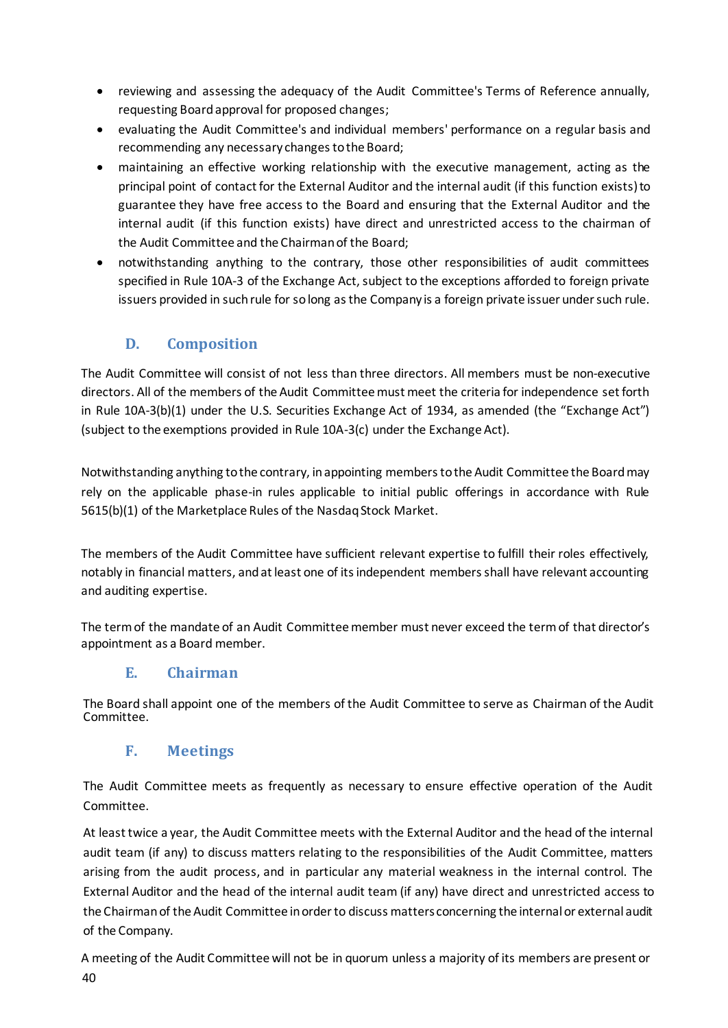- reviewing and assessing the adequacy of the Audit Committee's Terms of Reference annually, requesting Board approval for proposed changes;
- evaluating the Audit Committee's and individual members' performance on a regular basis and recommending any necessary changes to the Board;
- maintaining an effective working relationship with the executive management, acting as the principal point of contact for the External Auditor and the internal audit (if this function exists) to guarantee they have free access to the Board and ensuring that the External Auditor and the internal audit (if this function exists) have direct and unrestricted access to the chairman of the Audit Committee and the Chairman of the Board;
- notwithstanding anything to the contrary, those other responsibilities of audit committees specified in Rule 10A-3 of the Exchange Act, subject to the exceptions afforded to foreign private issuers provided in such rule for so long as the Company is a foreign private issuer under such rule.

## D. Composition

The Audit Committee will consist of not less than three directors. All members must be non-executive directors. All of the members of the Audit Committee must meet the criteria for independence set forth in Rule 10A-3(b)(1) under the U.S. Securities Exchange Act of 1934, as amended (the "Exchange Act") (subject to the exemptions provided in Rule 10A-3(c) under the Exchange Act).

Notwithstanding anything to the contrary, in appointing members to the Audit Committee the Board may rely on the applicable phase-in rules applicable to initial public offerings in accordance with Rule 5615(b)(1) of the Marketplace Rules of the Nasdaq Stock Market.

The members of the Audit Committee have sufficient relevant expertise to fulfill their roles effectively, notably in financial matters, and at least one of its independent members shall have relevant accounting and auditing expertise.

The term of the mandate of an Audit Committee member must never exceed the term of that director's appointment as a Board member.

## E. Chairman

The Board shall appoint one of the members of the Audit Committee to serve as Chairman of the Audit Committee.

## F. Meetings

The Audit Committee meets as frequently as necessary to ensure effective operation of the Audit Committee.

At least twice a year, the Audit Committee meets with the External Auditor and the head of the internal audit team (if any) to discuss matters relating to the responsibilities of the Audit Committee, matters arising from the audit process, and in particular any material weakness in the internal control. The External Auditor and the head of the internal audit team (if any) have direct and unrestricted access to the Chairman of the Audit Committee in order to discuss matters concerning the internal or external audit of the Company.

A meeting of the Audit Committee will not be in quorum unless a majority of its members are present or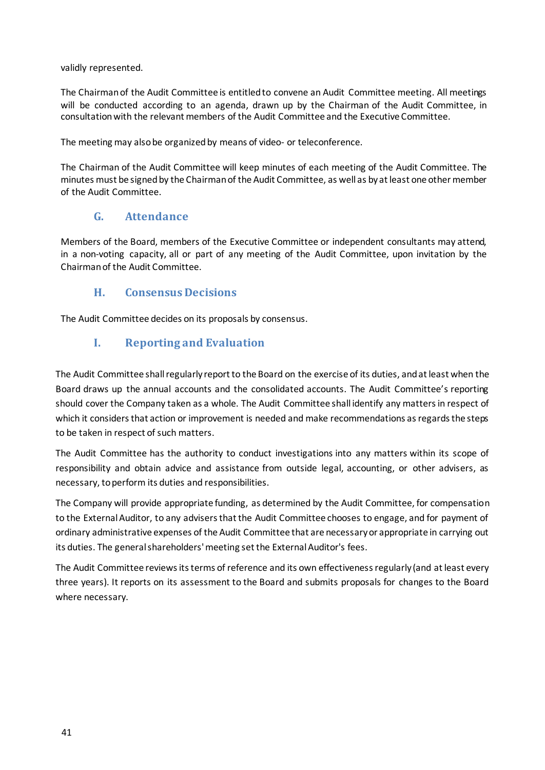validly represented.

The Chairman of the Audit Committee is entitled to convene an Audit Committee meeting. All meetings will be conducted according to an agenda, drawn up by the Chairman of the Audit Committee, in consultation with the relevant members of the Audit Committee and the Executive Committee.

The meeting may also be organized by means of video- or teleconference.

The Chairman of the Audit Committee will keep minutes of each meeting of the Audit Committee. The minutes must be signed by the Chairman of the Audit Committee, as well as by at least one other member of the Audit Committee.

## G. Attendance

Members of the Board, members of the Executive Committee or independent consultants may attend, in a non-voting capacity, all or part of any meeting of the Audit Committee, upon invitation by the Chairman of the Audit Committee.

## H. Consensus Decisions

The Audit Committee decides on its proposals by consensus.

## I. Reporting and Evaluation

The Audit Committee shall regularly report to the Board on the exercise of its duties, and at least when the Board draws up the annual accounts and the consolidated accounts. The Audit Committee's reporting should cover the Company taken as a whole. The Audit Committee shall identify any matters in respect of which it considers that action or improvement is needed and make recommendations as regards the steps to be taken in respect of such matters.

The Audit Committee has the authority to conduct investigations into any matters within its scope of responsibility and obtain advice and assistance from outside legal, accounting, or other advisers, as necessary, to perform its duties and responsibilities.

The Company will provide appropriate funding, as determined by the Audit Committee, for compensation to the External Auditor, to any advisers that the Audit Committee chooses to engage, and for payment of ordinary administrative expenses of the Audit Committee that are necessary or appropriate in carrying out its duties. The general shareholders' meeting set the External Auditor's fees.

The Audit Committee reviews its terms of reference and its own effectiveness regularly (and at least every three years). It reports on its assessment to the Board and submits proposals for changes to the Board where necessary.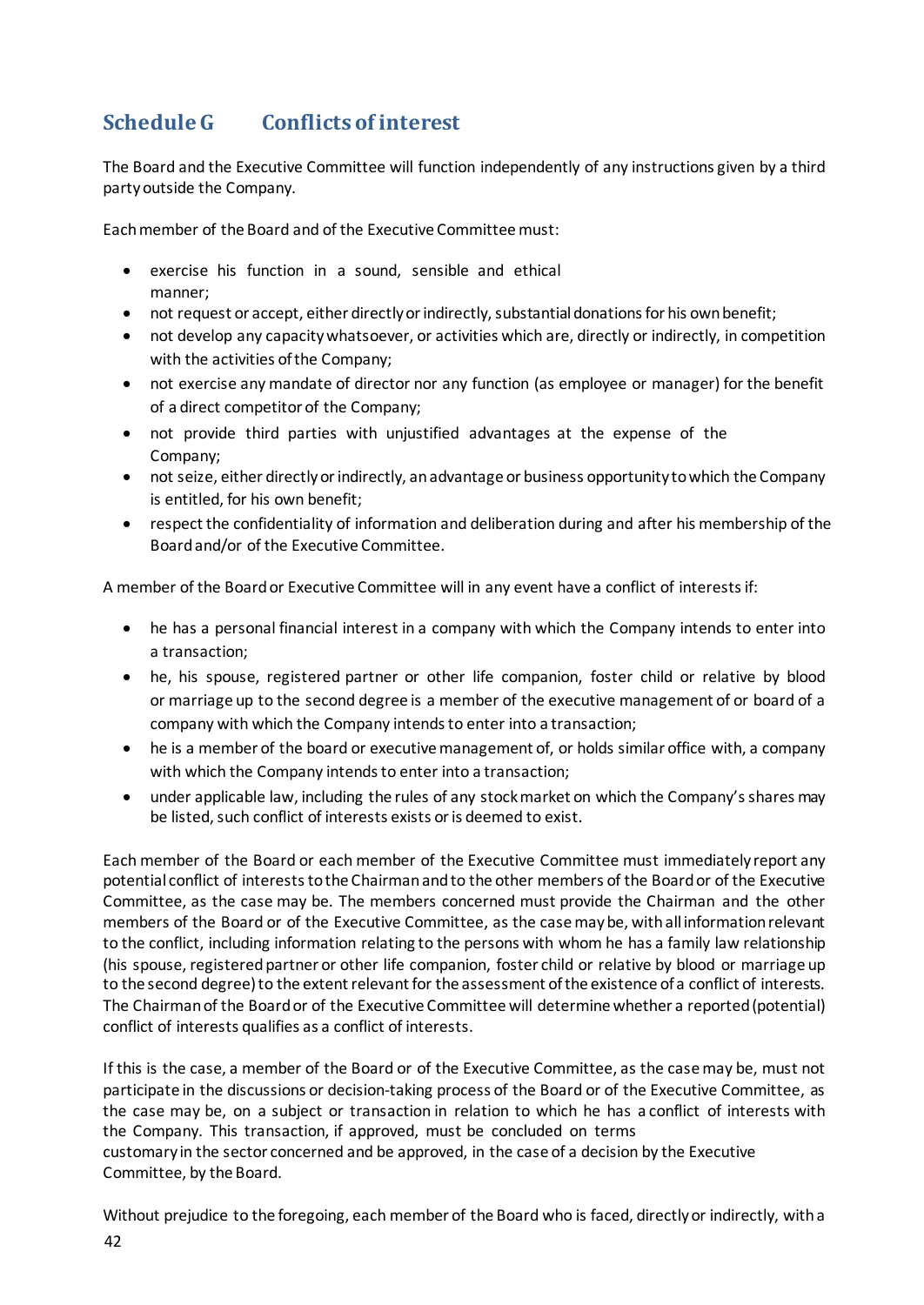## Schedule G Conflicts of interest

The Board and the Executive Committee will function independently of any instructions given by a third party outside the Company.

Each member of the Board and of the Executive Committee must:

- exercise his function in a sound, sensible and ethical manner;
- not request or accept, either directly or indirectly, substantial donations for his own benefit;
- not develop any capacity whatsoever, or activities which are, directly or indirectly, in competition with the activities of the Company;
- not exercise any mandate of director nor any function (as employee or manager) for the benefit of a direct competitor of the Company;
- not provide third parties with unjustified advantages at the expense of the Company;
- not seize, either directly or indirectly, an advantage or business opportunity to which the Company is entitled, for his own benefit;
- respect the confidentiality of information and deliberation during and after his membership of the Board and/or of the Executive Committee.

A member of the Board or Executive Committee will in any event have a conflict of interests if:

- he has a personal financial interest in a company with which the Company intends to enter into a transaction;
- he, his spouse, registered partner or other life companion, foster child or relative by blood or marriage up to the second degree is a member of the executive management of or board of a company with which the Company intends to enter into a transaction;
- he is a member of the board or executive management of, or holds similar office with, a company with which the Company intends to enter into a transaction;
- under applicable law, including the rules of any stock market on which the Company's shares may be listed, such conflict of interests exists or is deemed to exist.

Each member of the Board or each member of the Executive Committee must immediately report any potential conflict of interests to the Chairman and to the other members of the Board or of the Executive Committee, as the case may be. The members concerned must provide the Chairman and the other members of the Board or of the Executive Committee, as the case may be, with all information relevant to the conflict, including information relating to the persons with whom he has a family law relationship (his spouse, registered partner or other life companion, foster child or relative by blood or marriage up to the second degree) to the extent relevant for the assessment of the existence of a conflict of interests. The Chairman of the Board or of the Executive Committee will determine whether a reported (potential) conflict of interests qualifies as a conflict of interests.

If this is the case, a member of the Board or of the Executive Committee, as the case may be, must not participate in the discussions or decision-taking process of the Board or of the Executive Committee, as the case may be, on a subject or transaction in relation to which he has a conflict of interests with the Company. This transaction, if approved, must be concluded on terms customary in the sector concerned and be approved, in the case of a decision by the Executive Committee, by the Board.

Without prejudice to the foregoing, each member of the Board who is faced, directly or indirectly, with a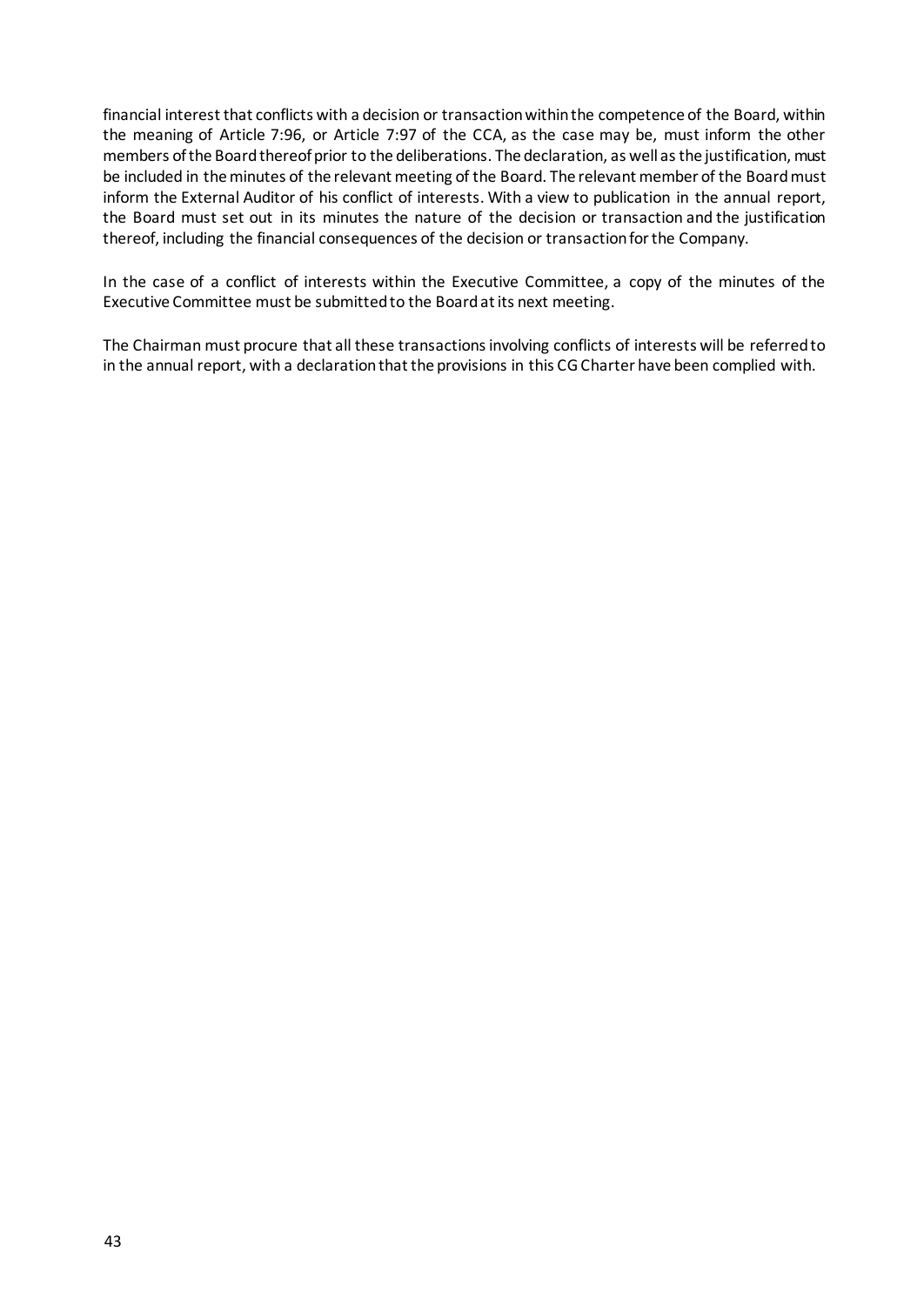financial interest that conflicts with a decision or transaction within the competence of the Board, within the meaning of Article 7:96, or Article 7:97 of the CCA, as the case may be, must inform the other members of the Board thereof prior to the deliberations. The declaration, as well as the justification, must be included in the minutes of the relevant meeting of the Board. The relevant member of the Board must inform the External Auditor of his conflict of interests. With a view to publication in the annual report, the Board must set out in its minutes the nature of the decision or transaction and the justification thereof, including the financial consequences of the decision or transaction for the Company.

In the case of a conflict of interests within the Executive Committee, a copy of the minutes of the Executive Committee must be submitted to the Board at its next meeting.

The Chairman must procure that all these transactions involving conflicts of interests will be referred to in the annual report, with a declaration that the provisions in this CG Charter have been complied with.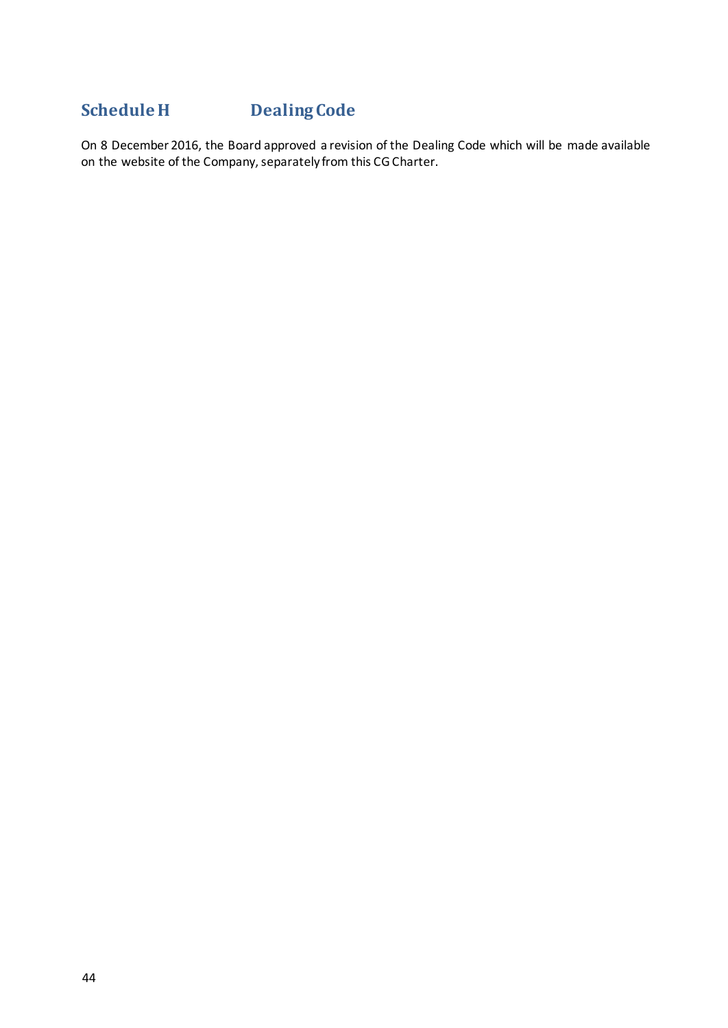## Schedule H Dealing Code

On 8 December 2016, the Board approved a revision of the Dealing Code which will be made available on the website of the Company, separately from this CG Charter.